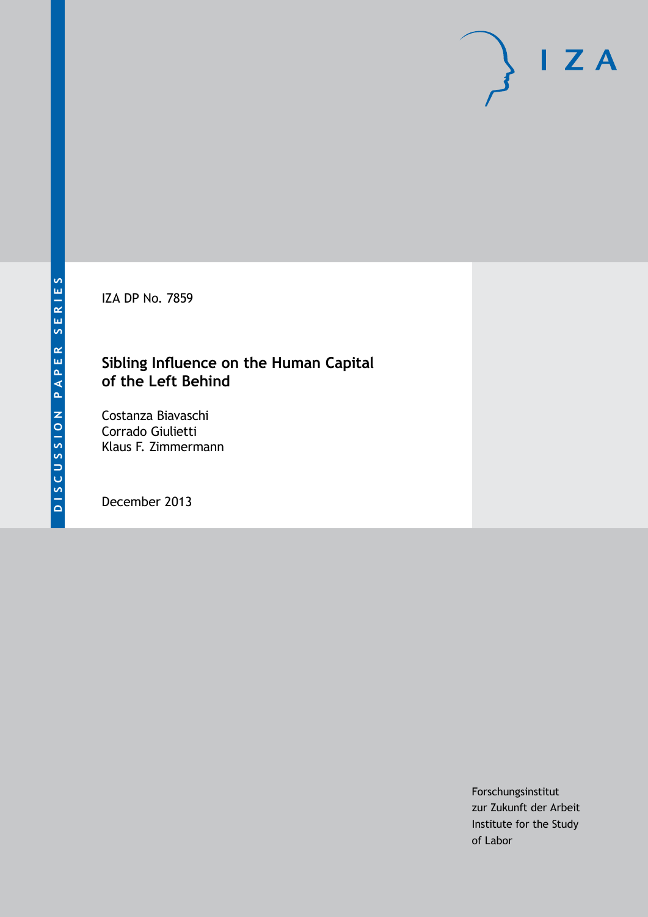DISCUSSION PAPER SERIES

IZA DP No. 7859

# Sibling Influence on the Human Capital of the Left Behind

Costanza Biavaschi
Corrado Giulietti
Klaus F. Zimmermann

December 2013

Forschungsinstitut
zur Zukunft der Arbeit
Institute for the Study
of Labor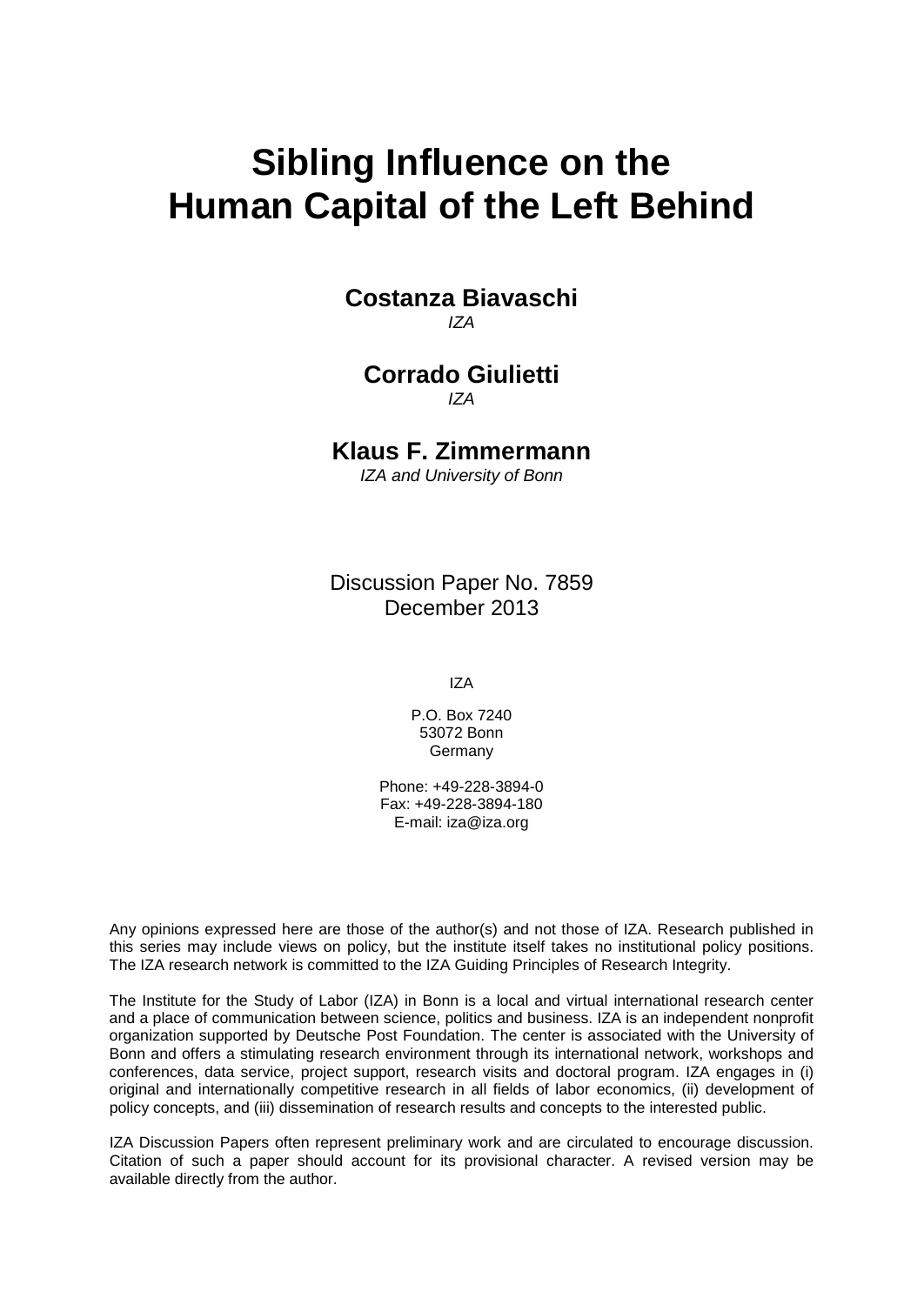# Sibling Influence on the Human Capital of the Left Behind

**Costanza Biavaschi**
*IZA*

**Corrado Giulietti**
*IZA*

**Klaus F. Zimmermann**
*IZA and University of Bonn*

Discussion Paper No. 7859
December 2013

IZA

P.O. Box 7240
53072 Bonn
Germany

Phone: +49-228-3894-0
Fax: +49-228-3894-180
E-mail: iza@iza.org

Any opinions expressed here are those of the author(s) and not those of IZA. Research published in this series may include views on policy, but the institute itself takes no institutional policy positions. The IZA research network is committed to the IZA Guiding Principles of Research Integrity.

The Institute for the Study of Labor (IZA) in Bonn is a local and virtual international research center and a place of communication between science, politics and business. IZA is an independent nonprofit organization supported by Deutsche Post Foundation. The center is associated with the University of Bonn and offers a stimulating research environment through its international network, workshops and conferences, data service, project support, research visits and doctoral program. IZA engages in (i) original and internationally competitive research in all fields of labor economics, (ii) development of policy concepts, and (iii) dissemination of research results and concepts to the interested public.

IZA Discussion Papers often represent preliminary work and are circulated to encourage discussion. Citation of such a paper should account for its provisional character. A revised version may be available directly from the author.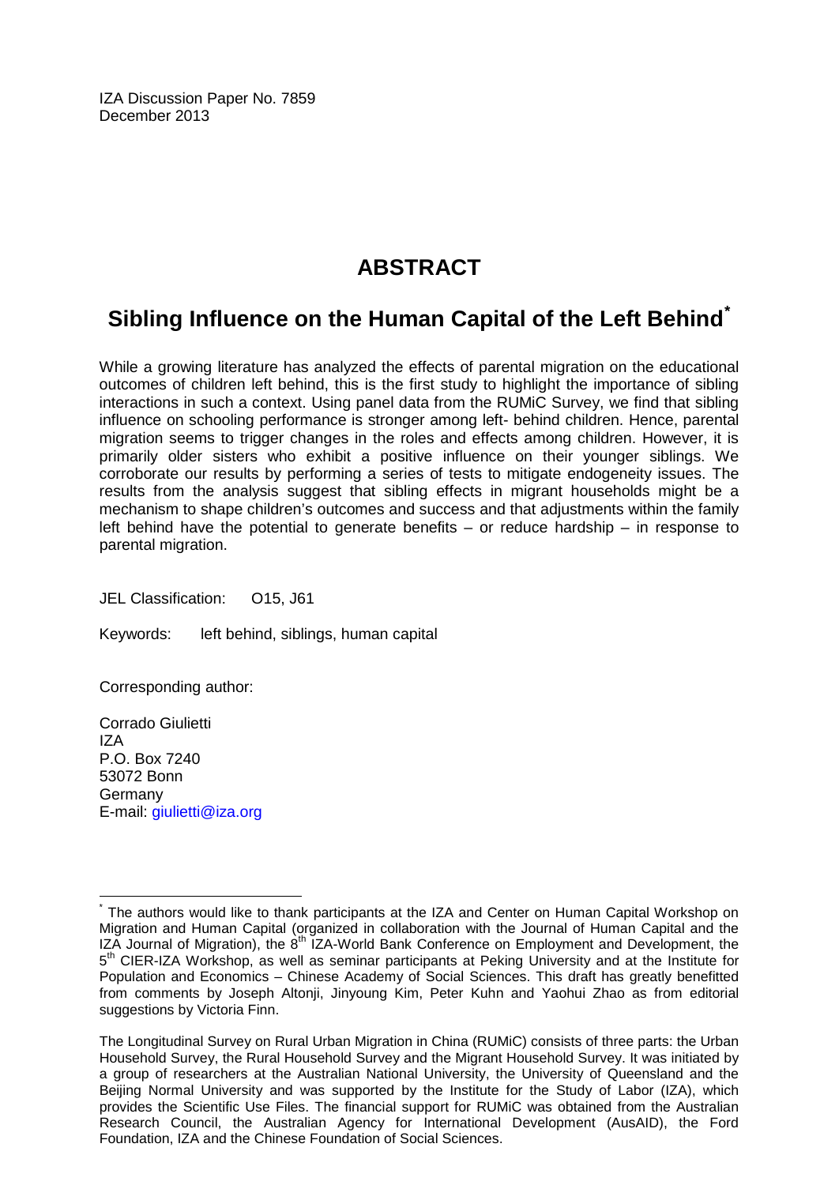IZA Discussion Paper No. 7859
December 2013

# ABSTRACT

## Sibling Influence on the Human Capital of the Left Behind*

While a growing literature has analyzed the effects of parental migration on the educational outcomes of children left behind, this is the first study to highlight the importance of sibling interactions in such a context. Using panel data from the RUMiC Survey, we find that sibling influence on schooling performance is stronger among left- behind children. Hence, parental migration seems to trigger changes in the roles and effects among children. However, it is primarily older sisters who exhibit a positive influence on their younger siblings. We corroborate our results by performing a series of tests to mitigate endogeneity issues. The results from the analysis suggest that sibling effects in migrant households might be a mechanism to shape children's outcomes and success and that adjustments within the family left behind have the potential to generate benefits – or reduce hardship – in response to parental migration.

JEL Classification: O15, J61

Keywords: left behind, siblings, human capital

Corresponding author:

Corrado Giulietti
IZA
P.O. Box 7240
53072 Bonn
Germany
E-mail: giulietti@iza.org

---

* The authors would like to thank participants at the IZA and Center on Human Capital Workshop on Migration and Human Capital (organized in collaboration with the Journal of Human Capital and the IZA Journal of Migration), the 8th IZA-World Bank Conference on Employment and Development, the 5th CIER-IZA Workshop, as well as seminar participants at Peking University and at the Institute for Population and Economics – Chinese Academy of Social Sciences. This draft has greatly benefitted from comments by Joseph Altonji, Jinyoung Kim, Peter Kuhn and Yaohui Zhao as from editorial suggestions by Victoria Finn.

The Longitudinal Survey on Rural Urban Migration in China (RUMiC) consists of three parts: the Urban Household Survey, the Rural Household Survey and the Migrant Household Survey. It was initiated by a group of researchers at the Australian National University, the University of Queensland and the Beijing Normal University and was supported by the Institute for the Study of Labor (IZA), which provides the Scientific Use Files. The financial support for RUMiC was obtained from the Australian Research Council, the Australian Agency for International Development (AusAID), the Ford Foundation, IZA and the Chinese Foundation of Social Sciences.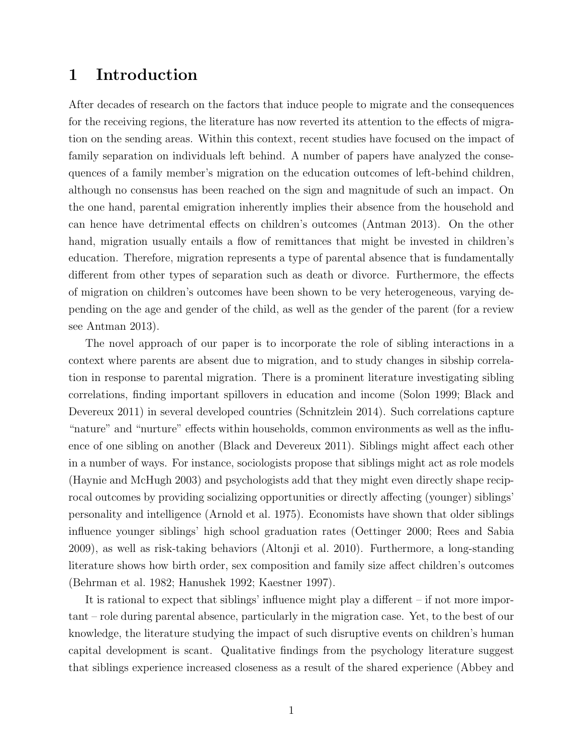# 1 Introduction

After decades of research on the factors that induce people to migrate and the consequences for the receiving regions, the literature has now reverted its attention to the effects of migration on the sending areas. Within this context, recent studies have focused on the impact of family separation on individuals left behind. A number of papers have analyzed the consequences of a family member's migration on the education outcomes of left-behind children, although no consensus has been reached on the sign and magnitude of such an impact. On the one hand, parental emigration inherently implies their absence from the household and can hence have detrimental effects on children's outcomes (Antman 2013). On the other hand, migration usually entails a flow of remittances that might be invested in children's education. Therefore, migration represents a type of parental absence that is fundamentally different from other types of separation such as death or divorce. Furthermore, the effects of migration on children's outcomes have been shown to be very heterogeneous, varying depending on the age and gender of the child, as well as the gender of the parent (for a review see Antman 2013).

The novel approach of our paper is to incorporate the role of sibling interactions in a context where parents are absent due to migration, and to study changes in sibship correlation in response to parental migration. There is a prominent literature investigating sibling correlations, finding important spillovers in education and income (Solon 1999; Black and Devereux 2011) in several developed countries (Schnitzlein 2014). Such correlations capture "nature" and "nurture" effects within households, common environments as well as the influence of one sibling on another (Black and Devereux 2011). Siblings might affect each other in a number of ways. For instance, sociologists propose that siblings might act as role models (Haynie and McHugh 2003) and psychologists add that they might even directly shape reciprocal outcomes by providing socializing opportunities or directly affecting (younger) siblings' personality and intelligence (Arnold et al. 1975). Economists have shown that older siblings influence younger siblings' high school graduation rates (Oettinger 2000; Rees and Sabia 2009), as well as risk-taking behaviors (Altonji et al. 2010). Furthermore, a long-standing literature shows how birth order, sex composition and family size affect children's outcomes (Behrman et al. 1982; Hanushek 1992; Kaestner 1997).

It is rational to expect that siblings' influence might play a different – if not more important – role during parental absence, particularly in the migration case. Yet, to the best of our knowledge, the literature studying the impact of such disruptive events on children's human capital development is scant. Qualitative findings from the psychology literature suggest that siblings experience increased closeness as a result of the shared experience (Abbey and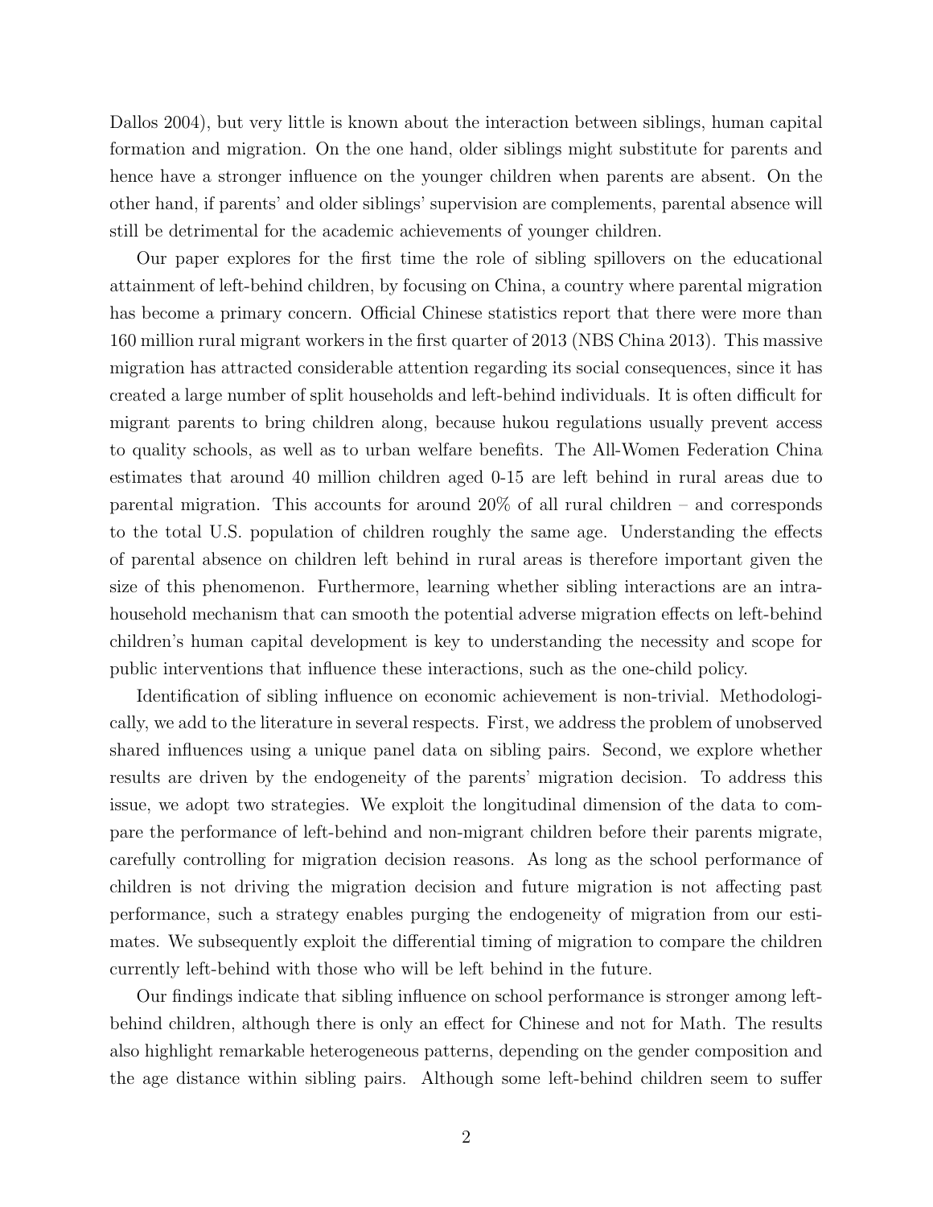Dallos 2004), but very little is known about the interaction between siblings, human capital formation and migration. On the one hand, older siblings might substitute for parents and hence have a stronger influence on the younger children when parents are absent. On the other hand, if parents' and older siblings' supervision are complements, parental absence will still be detrimental for the academic achievements of younger children.

Our paper explores for the first time the role of sibling spillovers on the educational attainment of left-behind children, by focusing on China, a country where parental migration has become a primary concern. Official Chinese statistics report that there were more than 160 million rural migrant workers in the first quarter of 2013 (NBS China 2013). This massive migration has attracted considerable attention regarding its social consequences, since it has created a large number of split households and left-behind individuals. It is often difficult for migrant parents to bring children along, because hukou regulations usually prevent access to quality schools, as well as to urban welfare benefits. The All-Women Federation China estimates that around 40 million children aged 0-15 are left behind in rural areas due to parental migration. This accounts for around 20% of all rural children – and corresponds to the total U.S. population of children roughly the same age. Understanding the effects of parental absence on children left behind in rural areas is therefore important given the size of this phenomenon. Furthermore, learning whether sibling interactions are an intra-household mechanism that can smooth the potential adverse migration effects on left-behind children's human capital development is key to understanding the necessity and scope for public interventions that influence these interactions, such as the one-child policy.

Identification of sibling influence on economic achievement is non-trivial. Methodologically, we add to the literature in several respects. First, we address the problem of unobserved shared influences using a unique panel data on sibling pairs. Second, we explore whether results are driven by the endogeneity of the parents' migration decision. To address this issue, we adopt two strategies. We exploit the longitudinal dimension of the data to compare the performance of left-behind and non-migrant children before their parents migrate, carefully controlling for migration decision reasons. As long as the school performance of children is not driving the migration decision and future migration is not affecting past performance, such a strategy enables purging the endogeneity of migration from our estimates. We subsequently exploit the differential timing of migration to compare the children currently left-behind with those who will be left behind in the future.

Our findings indicate that sibling influence on school performance is stronger among left-behind children, although there is only an effect for Chinese and not for Math. The results also highlight remarkable heterogeneous patterns, depending on the gender composition and the age distance within sibling pairs. Although some left-behind children seem to suffer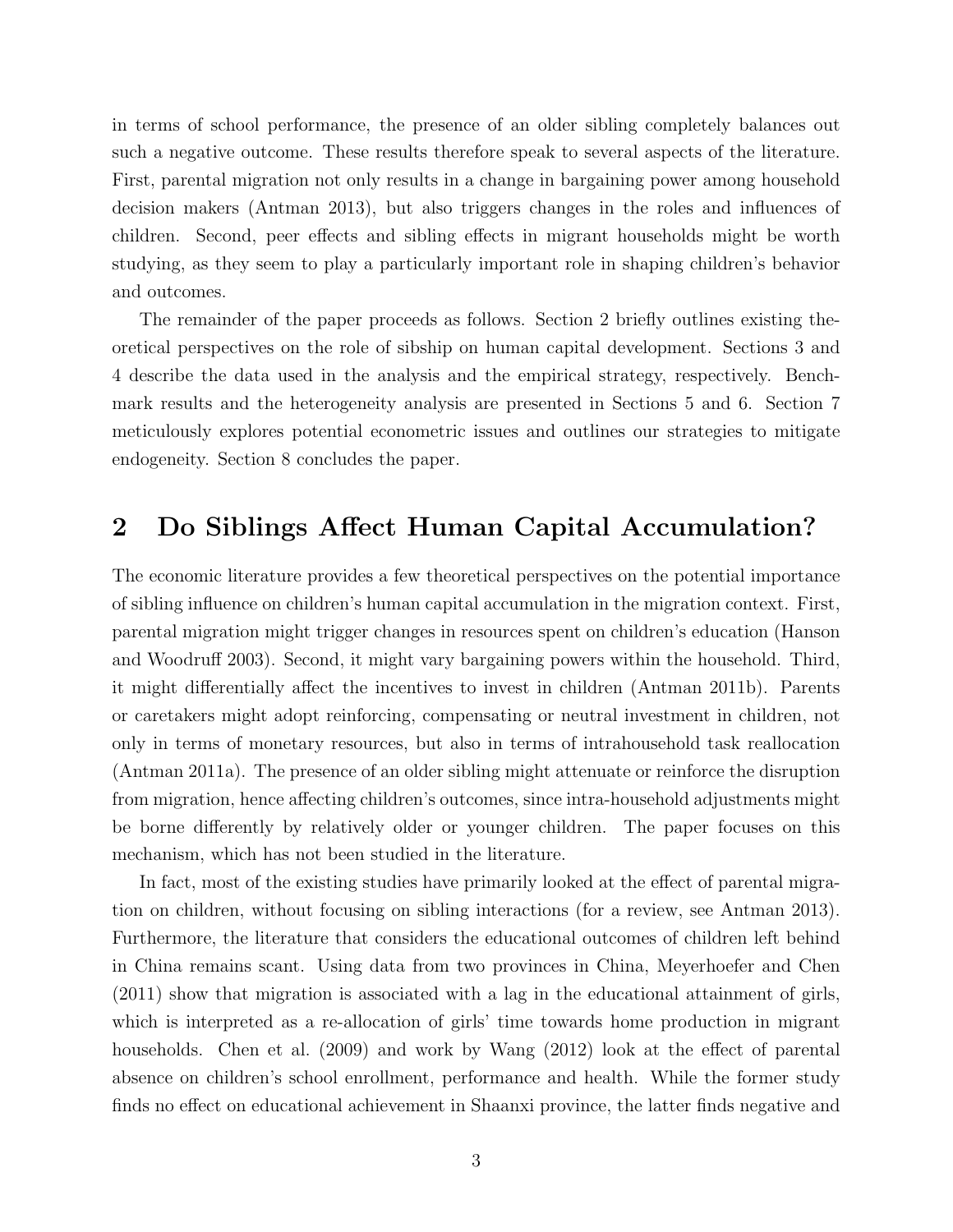in terms of school performance, the presence of an older sibling completely balances out such a negative outcome. These results therefore speak to several aspects of the literature. First, parental migration not only results in a change in bargaining power among household decision makers (Antman 2013), but also triggers changes in the roles and influences of children. Second, peer effects and sibling effects in migrant households might be worth studying, as they seem to play a particularly important role in shaping children's behavior and outcomes.

The remainder of the paper proceeds as follows. Section 2 briefly outlines existing theoretical perspectives on the role of sibship on human capital development. Sections 3 and 4 describe the data used in the analysis and the empirical strategy, respectively. Benchmark results and the heterogeneity analysis are presented in Sections 5 and 6. Section 7 meticulously explores potential econometric issues and outlines our strategies to mitigate endogeneity. Section 8 concludes the paper.

## 2 Do Siblings Affect Human Capital Accumulation?

The economic literature provides a few theoretical perspectives on the potential importance of sibling influence on children's human capital accumulation in the migration context. First, parental migration might trigger changes in resources spent on children's education (Hanson and Woodruff 2003). Second, it might vary bargaining powers within the household. Third, it might differentially affect the incentives to invest in children (Antman 2011b). Parents or caretakers might adopt reinforcing, compensating or neutral investment in children, not only in terms of monetary resources, but also in terms of intrahousehold task reallocation (Antman 2011a). The presence of an older sibling might attenuate or reinforce the disruption from migration, hence affecting children's outcomes, since intra-household adjustments might be borne differently by relatively older or younger children. The paper focuses on this mechanism, which has not been studied in the literature.

In fact, most of the existing studies have primarily looked at the effect of parental migration on children, without focusing on sibling interactions (for a review, see Antman 2013). Furthermore, the literature that considers the educational outcomes of children left behind in China remains scant. Using data from two provinces in China, Meyerhoefer and Chen (2011) show that migration is associated with a lag in the educational attainment of girls, which is interpreted as a re-allocation of girls' time towards home production in migrant households. Chen et al. (2009) and work by Wang (2012) look at the effect of parental absence on children's school enrollment, performance and health. While the former study finds no effect on educational achievement in Shaanxi province, the latter finds negative and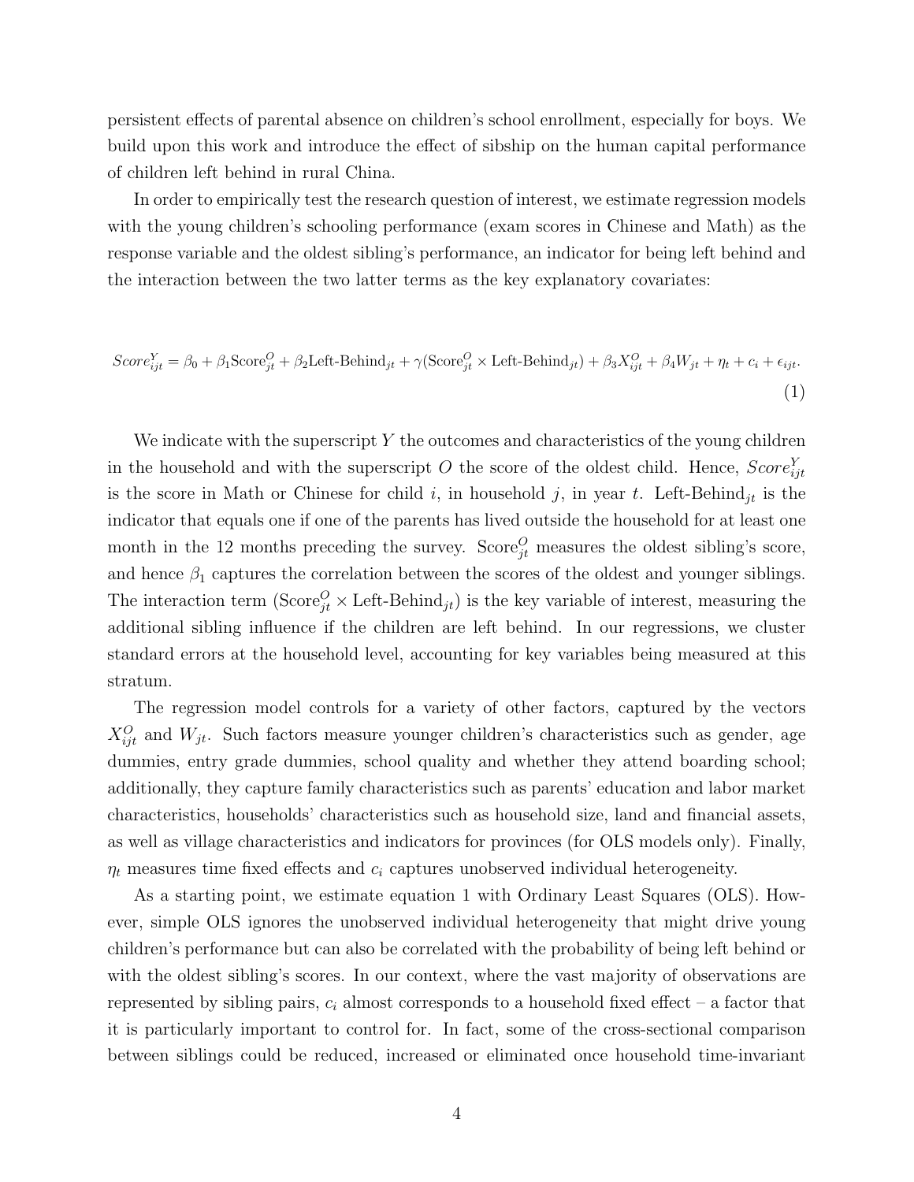persistent effects of parental absence on children's school enrollment, especially for boys. We build upon this work and introduce the effect of sibship on the human capital performance of children left behind in rural China.

In order to empirically test the research question of interest, we estimate regression models with the young children's schooling performance (exam scores in Chinese and Math) as the response variable and the oldest sibling's performance, an indicator for being left behind and the interaction between the two latter terms as the key explanatory covariates:

$$Score^{Y}_{ijt} = \beta_0 + \beta_1 \text{Score}^{O}_{jt} + \beta_2 \text{Left-Behind}_{jt} + \gamma(\text{Score}^{O}_{jt} \times \text{Left-Behind}_{jt}) + \beta_3 X^{O}_{ijt} + \beta_4 W_{jt} + \eta_t + c_i + \epsilon_{ijt}. \tag{1}$$

We indicate with the superscript $Y$ the outcomes and characteristics of the young children in the household and with the superscript $O$ the score of the oldest child. Hence, $Score^{Y}_{ijt}$ is the score in Math or Chinese for child $i$, in household $j$, in year $t$. $\text{Left-Behind}_{jt}$ is the indicator that equals one if one of the parents has lived outside the household for at least one month in the 12 months preceding the survey. $\text{Score}^{O}_{jt}$ measures the oldest sibling's score, and hence $\beta_1$ captures the correlation between the scores of the oldest and younger siblings. The interaction term $(\text{Score}^{O}_{jt} \times \text{Left-Behind}_{jt})$ is the key variable of interest, measuring the additional sibling influence if the children are left behind. In our regressions, we cluster standard errors at the household level, accounting for key variables being measured at this stratum.

The regression model controls for a variety of other factors, captured by the vectors $X^{O}_{ijt}$ and $W_{jt}$. Such factors measure younger children's characteristics such as gender, age dummies, entry grade dummies, school quality and whether they attend boarding school; additionally, they capture family characteristics such as parents' education and labor market characteristics, households' characteristics such as household size, land and financial assets, as well as village characteristics and indicators for provinces (for OLS models only). Finally, $\eta_t$ measures time fixed effects and $c_i$ captures unobserved individual heterogeneity.

As a starting point, we estimate equation 1 with Ordinary Least Squares (OLS). However, simple OLS ignores the unobserved individual heterogeneity that might drive young children's performance but can also be correlated with the probability of being left behind or with the oldest sibling's scores. In our context, where the vast majority of observations are represented by sibling pairs, $c_i$ almost corresponds to a household fixed effect – a factor that it is particularly important to control for. In fact, some of the cross-sectional comparison between siblings could be reduced, increased or eliminated once household time-invariant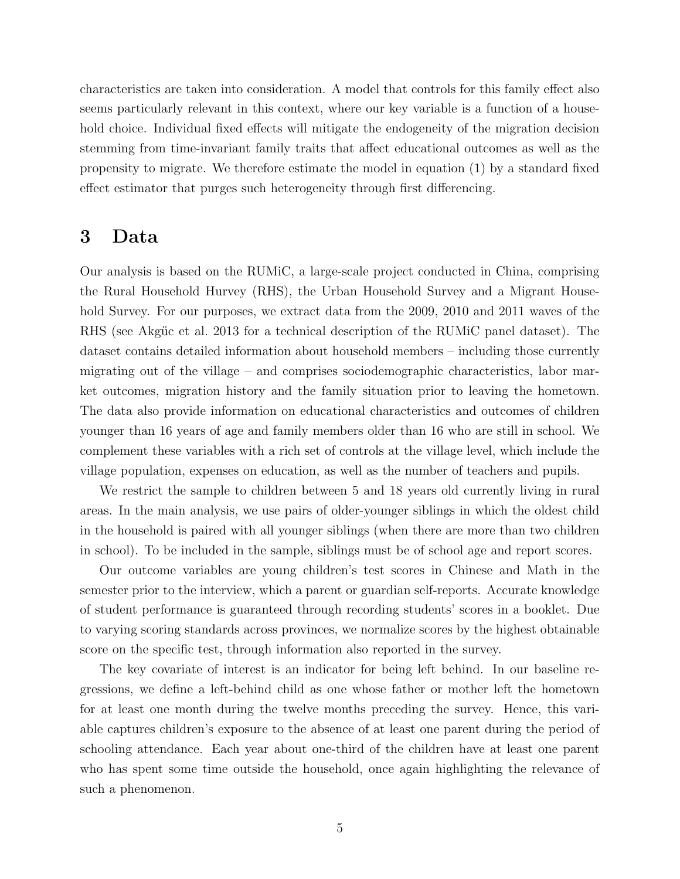characteristics are taken into consideration. A model that controls for this family effect also seems particularly relevant in this context, where our key variable is a function of a household choice. Individual fixed effects will mitigate the endogeneity of the migration decision stemming from time-invariant family traits that affect educational outcomes as well as the propensity to migrate. We therefore estimate the model in equation (1) by a standard fixed effect estimator that purges such heterogeneity through first differencing.

# 3 Data

Our analysis is based on the RUMiC, a large-scale project conducted in China, comprising the Rural Household Hurvey (RHS), the Urban Household Survey and a Migrant Household Survey. For our purposes, we extract data from the 2009, 2010 and 2011 waves of the RHS (see Akgüc et al. 2013 for a technical description of the RUMiC panel dataset). The dataset contains detailed information about household members – including those currently migrating out of the village – and comprises sociodemographic characteristics, labor market outcomes, migration history and the family situation prior to leaving the hometown. The data also provide information on educational characteristics and outcomes of children younger than 16 years of age and family members older than 16 who are still in school. We complement these variables with a rich set of controls at the village level, which include the village population, expenses on education, as well as the number of teachers and pupils.

We restrict the sample to children between 5 and 18 years old currently living in rural areas. In the main analysis, we use pairs of older-younger siblings in which the oldest child in the household is paired with all younger siblings (when there are more than two children in school). To be included in the sample, siblings must be of school age and report scores.

Our outcome variables are young children's test scores in Chinese and Math in the semester prior to the interview, which a parent or guardian self-reports. Accurate knowledge of student performance is guaranteed through recording students' scores in a booklet. Due to varying scoring standards across provinces, we normalize scores by the highest obtainable score on the specific test, through information also reported in the survey.

The key covariate of interest is an indicator for being left behind. In our baseline regressions, we define a left-behind child as one whose father or mother left the hometown for at least one month during the twelve months preceding the survey. Hence, this variable captures children's exposure to the absence of at least one parent during the period of schooling attendance. Each year about one-third of the children have at least one parent who has spent some time outside the household, once again highlighting the relevance of such a phenomenon.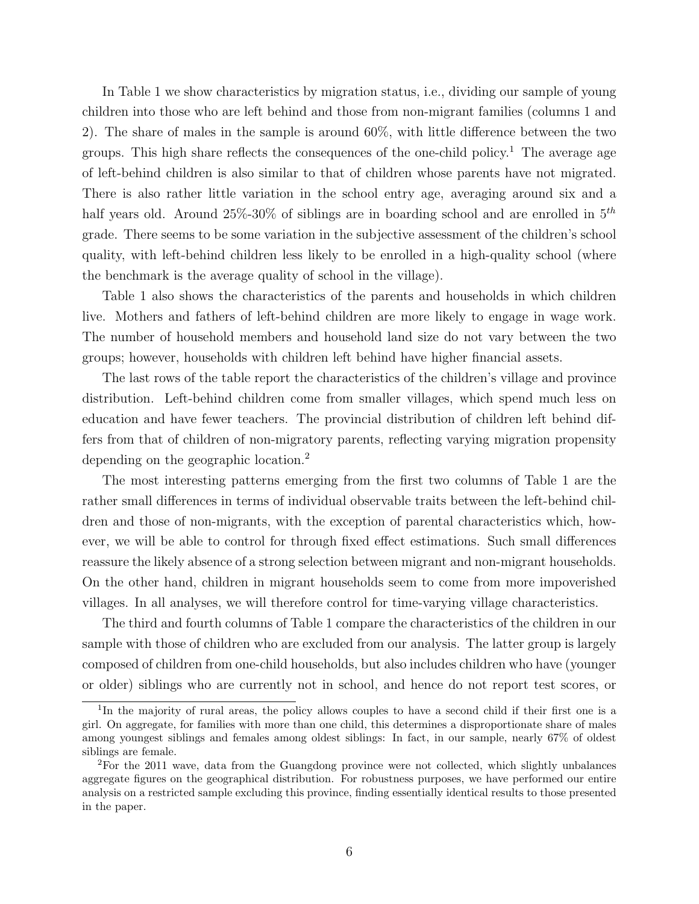In Table 1 we show characteristics by migration status, i.e., dividing our sample of young children into those who are left behind and those from non-migrant families (columns 1 and 2). The share of males in the sample is around 60%, with little difference between the two groups. This high share reflects the consequences of the one-child policy.[1] The average age of left-behind children is also similar to that of children whose parents have not migrated. There is also rather little variation in the school entry age, averaging around six and a half years old. Around 25%-30% of siblings are in boarding school and are enrolled in $5^{th}$ grade. There seems to be some variation in the subjective assessment of the children's school quality, with left-behind children less likely to be enrolled in a high-quality school (where the benchmark is the average quality of school in the village).

Table 1 also shows the characteristics of the parents and households in which children live. Mothers and fathers of left-behind children are more likely to engage in wage work. The number of household members and household land size do not vary between the two groups; however, households with children left behind have higher financial assets.

The last rows of the table report the characteristics of the children's village and province distribution. Left-behind children come from smaller villages, which spend much less on education and have fewer teachers. The provincial distribution of children left behind differs from that of children of non-migratory parents, reflecting varying migration propensity depending on the geographic location.[2]

The most interesting patterns emerging from the first two columns of Table 1 are the rather small differences in terms of individual observable traits between the left-behind children and those of non-migrants, with the exception of parental characteristics which, however, we will be able to control for through fixed effect estimations. Such small differences reassure the likely absence of a strong selection between migrant and non-migrant households. On the other hand, children in migrant households seem to come from more impoverished villages. In all analyses, we will therefore control for time-varying village characteristics.

The third and fourth columns of Table 1 compare the characteristics of the children in our sample with those of children who are excluded from our analysis. The latter group is largely composed of children from one-child households, but also includes children who have (younger or older) siblings who are currently not in school, and hence do not report test scores, or

[1] In the majority of rural areas, the policy allows couples to have a second child if their first one is a girl. On aggregate, for families with more than one child, this determines a disproportionate share of males among youngest siblings and females among oldest siblings: In fact, in our sample, nearly 67% of oldest siblings are female.

[2] For the 2011 wave, data from the Guangdong province were not collected, which slightly unbalances aggregate figures on the geographical distribution. For robustness purposes, we have performed our entire analysis on a restricted sample excluding this province, finding essentially identical results to those presented in the paper.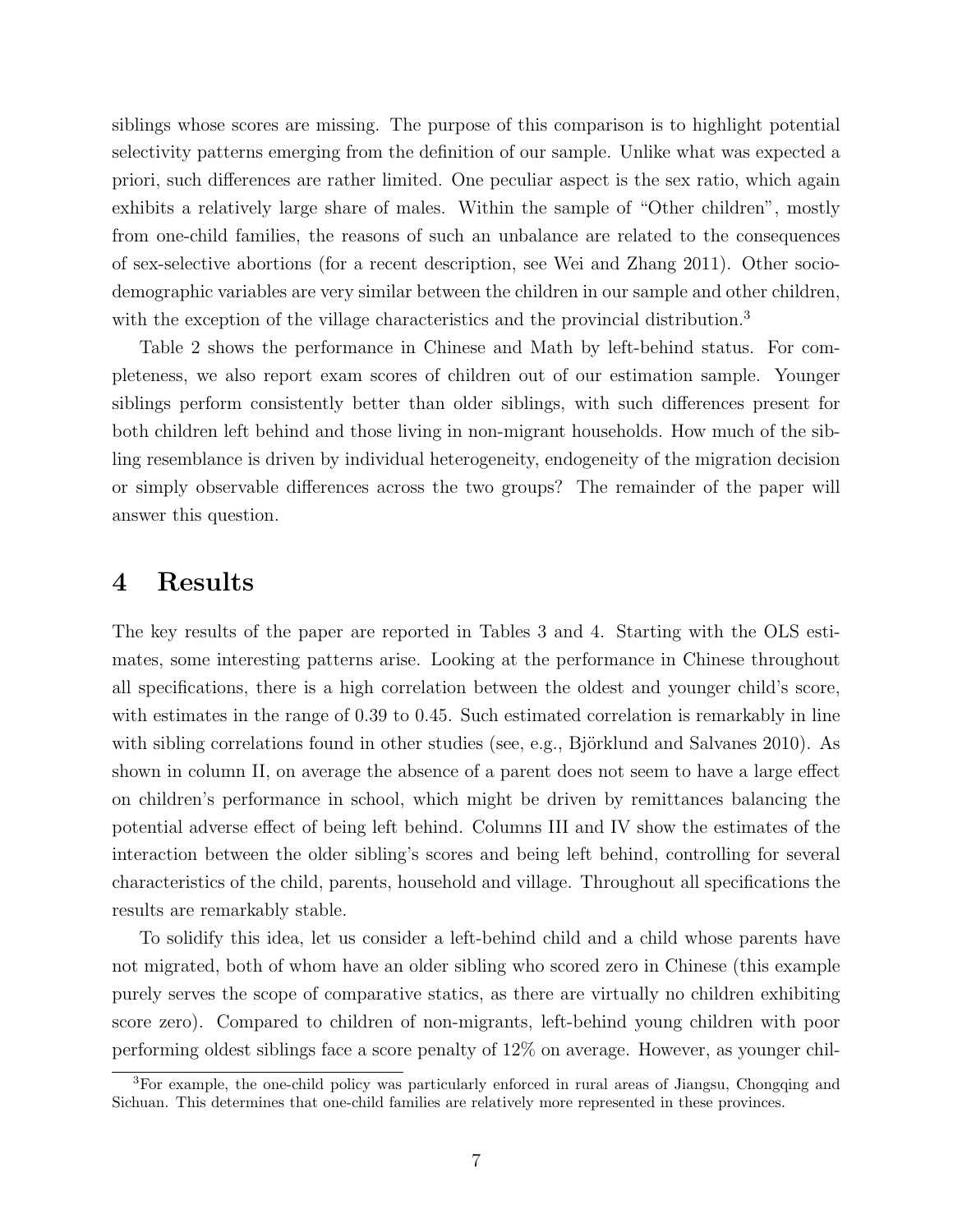siblings whose scores are missing. The purpose of this comparison is to highlight potential selectivity patterns emerging from the definition of our sample. Unlike what was expected a priori, such differences are rather limited. One peculiar aspect is the sex ratio, which again exhibits a relatively large share of males. Within the sample of "Other children", mostly from one-child families, the reasons of such an unbalance are related to the consequences of sex-selective abortions (for a recent description, see Wei and Zhang 2011). Other socio-demographic variables are very similar between the children in our sample and other children, with the exception of the village characteristics and the provincial distribution.[3]

Table 2 shows the performance in Chinese and Math by left-behind status. For completeness, we also report exam scores of children out of our estimation sample. Younger siblings perform consistently better than older siblings, with such differences present for both children left behind and those living in non-migrant households. How much of the sibling resemblance is driven by individual heterogeneity, endogeneity of the migration decision or simply observable differences across the two groups? The remainder of the paper will answer this question.

# 4 Results

The key results of the paper are reported in Tables 3 and 4. Starting with the OLS estimates, some interesting patterns arise. Looking at the performance in Chinese throughout all specifications, there is a high correlation between the oldest and younger child's score, with estimates in the range of 0.39 to 0.45. Such estimated correlation is remarkably in line with sibling correlations found in other studies (see, e.g., Björklund and Salvanes 2010). As shown in column II, on average the absence of a parent does not seem to have a large effect on children's performance in school, which might be driven by remittances balancing the potential adverse effect of being left behind. Columns III and IV show the estimates of the interaction between the older sibling's scores and being left behind, controlling for several characteristics of the child, parents, household and village. Throughout all specifications the results are remarkably stable.

To solidify this idea, let us consider a left-behind child and a child whose parents have not migrated, both of whom have an older sibling who scored zero in Chinese (this example purely serves the scope of comparative statics, as there are virtually no children exhibiting score zero). Compared to children of non-migrants, left-behind young children with poor performing oldest siblings face a score penalty of 12% on average. However, as younger chil-

[3] For example, the one-child policy was particularly enforced in rural areas of Jiangsu, Chongqing and Sichuan. This determines that one-child families are relatively more represented in these provinces.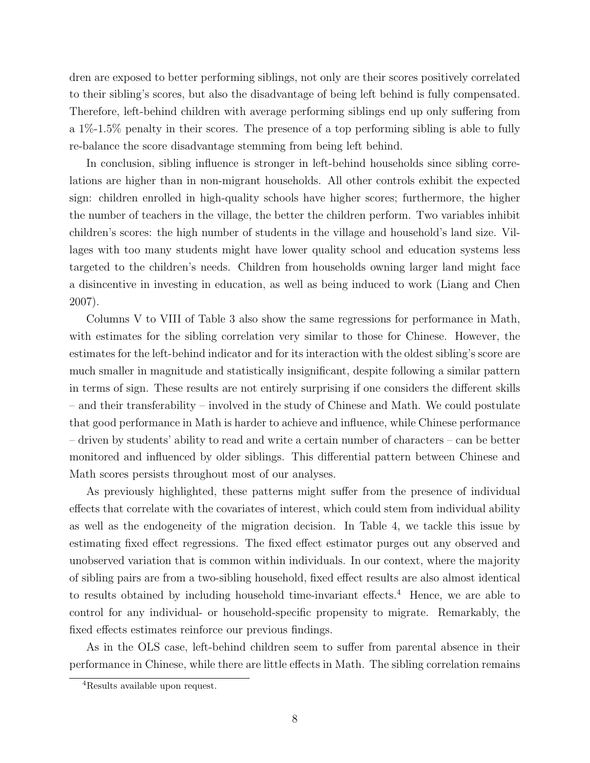dren are exposed to better performing siblings, not only are their scores positively correlated to their sibling's scores, but also the disadvantage of being left behind is fully compensated. Therefore, left-behind children with average performing siblings end up only suffering from a 1%-1.5% penalty in their scores. The presence of a top performing sibling is able to fully re-balance the score disadvantage stemming from being left behind.

In conclusion, sibling influence is stronger in left-behind households since sibling correlations are higher than in non-migrant households. All other controls exhibit the expected sign: children enrolled in high-quality schools have higher scores; furthermore, the higher the number of teachers in the village, the better the children perform. Two variables inhibit children's scores: the high number of students in the village and household's land size. Villages with too many students might have lower quality school and education systems less targeted to the children's needs. Children from households owning larger land might face a disincentive in investing in education, as well as being induced to work (Liang and Chen 2007).

Columns V to VIII of Table 3 also show the same regressions for performance in Math, with estimates for the sibling correlation very similar to those for Chinese. However, the estimates for the left-behind indicator and for its interaction with the oldest sibling's score are much smaller in magnitude and statistically insignificant, despite following a similar pattern in terms of sign. These results are not entirely surprising if one considers the different skills – and their transferability – involved in the study of Chinese and Math. We could postulate that good performance in Math is harder to achieve and influence, while Chinese performance – driven by students' ability to read and write a certain number of characters – can be better monitored and influenced by older siblings. This differential pattern between Chinese and Math scores persists throughout most of our analyses.

As previously highlighted, these patterns might suffer from the presence of individual effects that correlate with the covariates of interest, which could stem from individual ability as well as the endogeneity of the migration decision. In Table 4, we tackle this issue by estimating fixed effect regressions. The fixed effect estimator purges out any observed and unobserved variation that is common within individuals. In our context, where the majority of sibling pairs are from a two-sibling household, fixed effect results are also almost identical to results obtained by including household time-invariant effects.[4] Hence, we are able to control for any individual- or household-specific propensity to migrate. Remarkably, the fixed effects estimates reinforce our previous findings.

As in the OLS case, left-behind children seem to suffer from parental absence in their performance in Chinese, while there are little effects in Math. The sibling correlation remains

[4]Results available upon request.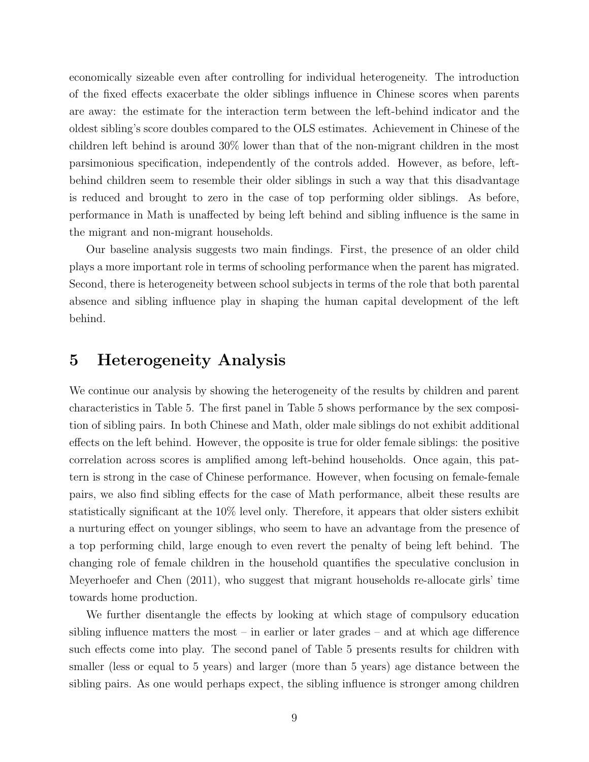economically sizeable even after controlling for individual heterogeneity. The introduction of the fixed effects exacerbate the older siblings influence in Chinese scores when parents are away: the estimate for the interaction term between the left-behind indicator and the oldest sibling's score doubles compared to the OLS estimates. Achievement in Chinese of the children left behind is around 30% lower than that of the non-migrant children in the most parsimonious specification, independently of the controls added. However, as before, left-behind children seem to resemble their older siblings in such a way that this disadvantage is reduced and brought to zero in the case of top performing older siblings. As before, performance in Math is unaffected by being left behind and sibling influence is the same in the migrant and non-migrant households.

Our baseline analysis suggests two main findings. First, the presence of an older child plays a more important role in terms of schooling performance when the parent has migrated. Second, there is heterogeneity between school subjects in terms of the role that both parental absence and sibling influence play in shaping the human capital development of the left behind.

# 5 Heterogeneity Analysis

We continue our analysis by showing the heterogeneity of the results by children and parent characteristics in Table 5. The first panel in Table 5 shows performance by the sex composition of sibling pairs. In both Chinese and Math, older male siblings do not exhibit additional effects on the left behind. However, the opposite is true for older female siblings: the positive correlation across scores is amplified among left-behind households. Once again, this pattern is strong in the case of Chinese performance. However, when focusing on female-female pairs, we also find sibling effects for the case of Math performance, albeit these results are statistically significant at the 10% level only. Therefore, it appears that older sisters exhibit a nurturing effect on younger siblings, who seem to have an advantage from the presence of a top performing child, large enough to even revert the penalty of being left behind. The changing role of female children in the household quantifies the speculative conclusion in Meyerhoefer and Chen (2011), who suggest that migrant households re-allocate girls' time towards home production.

We further disentangle the effects by looking at which stage of compulsory education sibling influence matters the most – in earlier or later grades – and at which age difference such effects come into play. The second panel of Table 5 presents results for children with smaller (less or equal to 5 years) and larger (more than 5 years) age distance between the sibling pairs. As one would perhaps expect, the sibling influence is stronger among children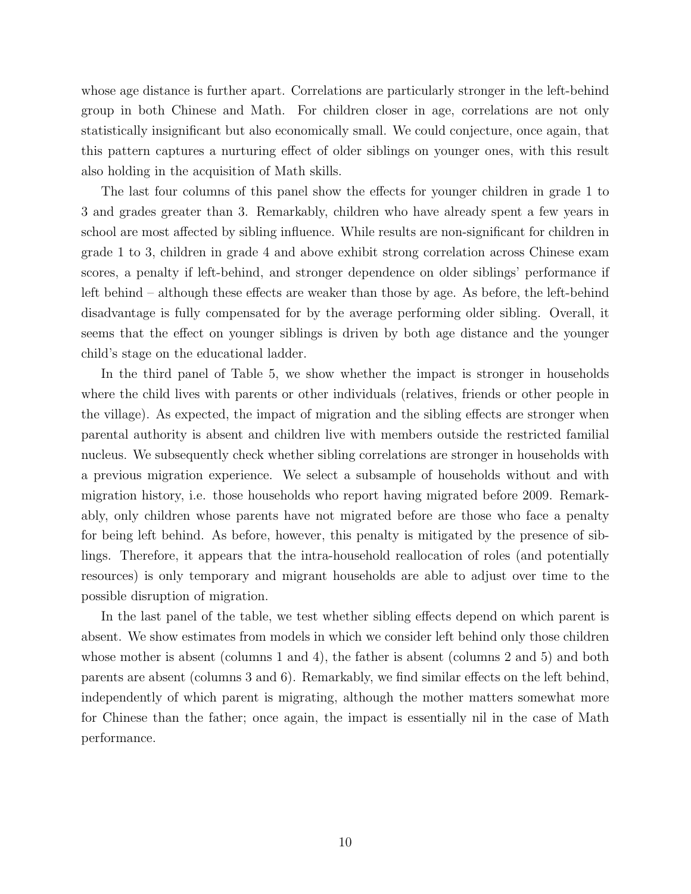whose age distance is further apart. Correlations are particularly stronger in the left-behind group in both Chinese and Math. For children closer in age, correlations are not only statistically insignificant but also economically small. We could conjecture, once again, that this pattern captures a nurturing effect of older siblings on younger ones, with this result also holding in the acquisition of Math skills.

The last four columns of this panel show the effects for younger children in grade 1 to 3 and grades greater than 3. Remarkably, children who have already spent a few years in school are most affected by sibling influence. While results are non-significant for children in grade 1 to 3, children in grade 4 and above exhibit strong correlation across Chinese exam scores, a penalty if left-behind, and stronger dependence on older siblings' performance if left behind – although these effects are weaker than those by age. As before, the left-behind disadvantage is fully compensated for by the average performing older sibling. Overall, it seems that the effect on younger siblings is driven by both age distance and the younger child's stage on the educational ladder.

In the third panel of Table 5, we show whether the impact is stronger in households where the child lives with parents or other individuals (relatives, friends or other people in the village). As expected, the impact of migration and the sibling effects are stronger when parental authority is absent and children live with members outside the restricted familial nucleus. We subsequently check whether sibling correlations are stronger in households with a previous migration experience. We select a subsample of households without and with migration history, i.e. those households who report having migrated before 2009. Remarkably, only children whose parents have not migrated before are those who face a penalty for being left behind. As before, however, this penalty is mitigated by the presence of siblings. Therefore, it appears that the intra-household reallocation of roles (and potentially resources) is only temporary and migrant households are able to adjust over time to the possible disruption of migration.

In the last panel of the table, we test whether sibling effects depend on which parent is absent. We show estimates from models in which we consider left behind only those children whose mother is absent (columns 1 and 4), the father is absent (columns 2 and 5) and both parents are absent (columns 3 and 6). Remarkably, we find similar effects on the left behind, independently of which parent is migrating, although the mother matters somewhat more for Chinese than the father; once again, the impact is essentially nil in the case of Math performance.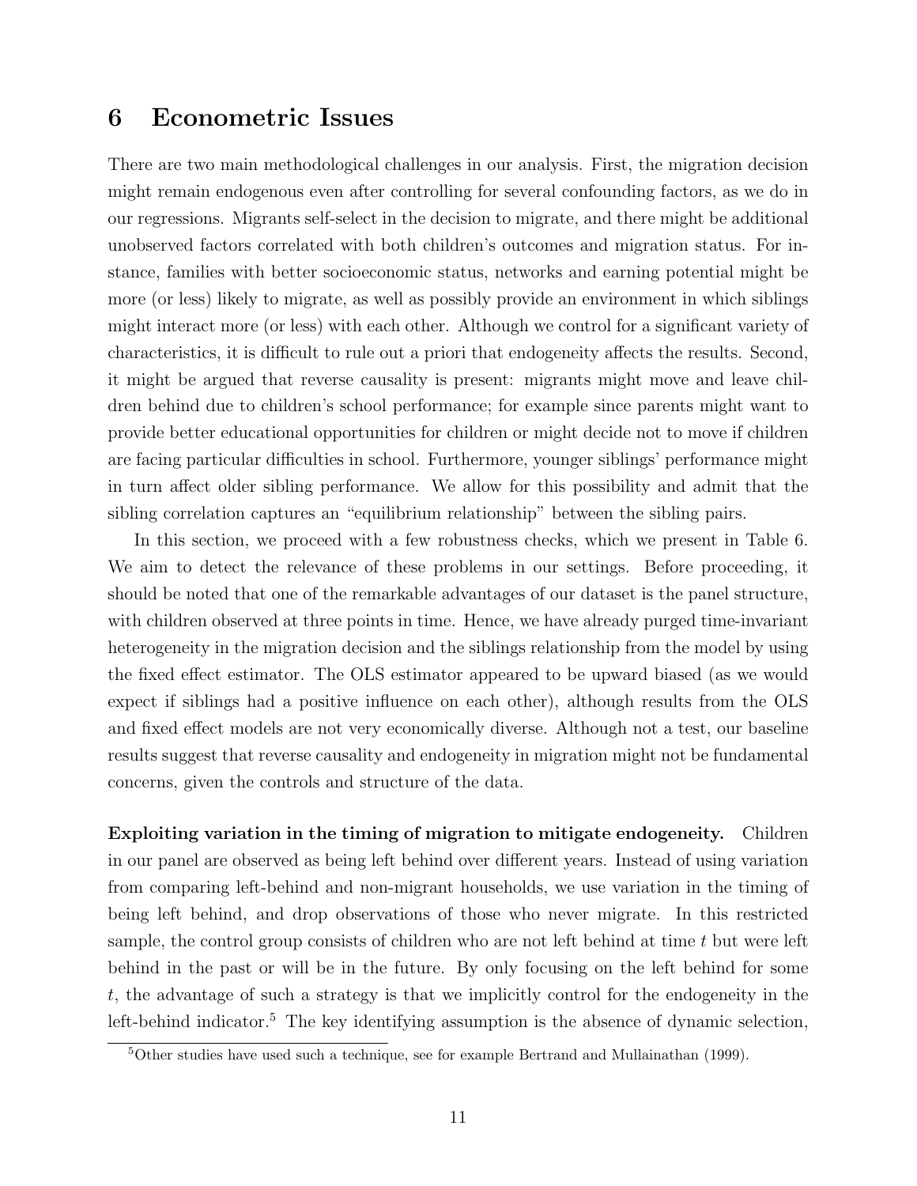# 6 Econometric Issues

There are two main methodological challenges in our analysis. First, the migration decision might remain endogenous even after controlling for several confounding factors, as we do in our regressions. Migrants self-select in the decision to migrate, and there might be additional unobserved factors correlated with both children's outcomes and migration status. For instance, families with better socioeconomic status, networks and earning potential might be more (or less) likely to migrate, as well as possibly provide an environment in which siblings might interact more (or less) with each other. Although we control for a significant variety of characteristics, it is difficult to rule out a priori that endogeneity affects the results. Second, it might be argued that reverse causality is present: migrants might move and leave children behind due to children's school performance; for example since parents might want to provide better educational opportunities for children or might decide not to move if children are facing particular difficulties in school. Furthermore, younger siblings' performance might in turn affect older sibling performance. We allow for this possibility and admit that the sibling correlation captures an "equilibrium relationship" between the sibling pairs.

In this section, we proceed with a few robustness checks, which we present in Table 6. We aim to detect the relevance of these problems in our settings. Before proceeding, it should be noted that one of the remarkable advantages of our dataset is the panel structure, with children observed at three points in time. Hence, we have already purged time-invariant heterogeneity in the migration decision and the siblings relationship from the model by using the fixed effect estimator. The OLS estimator appeared to be upward biased (as we would expect if siblings had a positive influence on each other), although results from the OLS and fixed effect models are not very economically diverse. Although not a test, our baseline results suggest that reverse causality and endogeneity in migration might not be fundamental concerns, given the controls and structure of the data.

**Exploiting variation in the timing of migration to mitigate endogeneity.** Children in our panel are observed as being left behind over different years. Instead of using variation from comparing left-behind and non-migrant households, we use variation in the timing of being left behind, and drop observations of those who never migrate. In this restricted sample, the control group consists of children who are not left behind at time $t$ but were left behind in the past or will be in the future. By only focusing on the left behind for some $t$, the advantage of such a strategy is that we implicitly control for the endogeneity in the left-behind indicator.[5] The key identifying assumption is the absence of dynamic selection,

[5] Other studies have used such a technique, see for example Bertrand and Mullainathan (1999).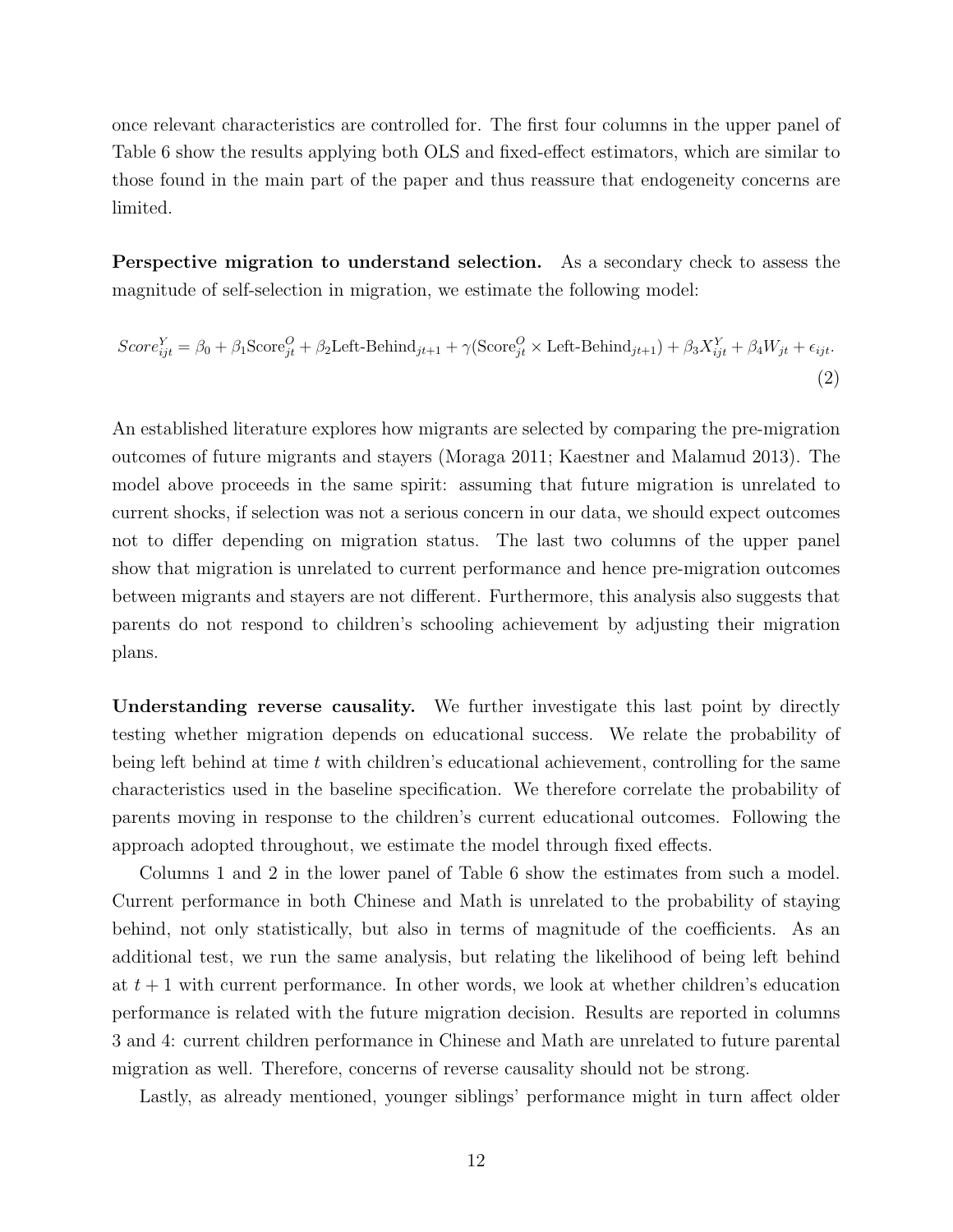once relevant characteristics are controlled for. The first four columns in the upper panel of Table 6 show the results applying both OLS and fixed-effect estimators, which are similar to those found in the main part of the paper and thus reassure that endogeneity concerns are limited.

**Perspective migration to understand selection.** As a secondary check to assess the magnitude of self-selection in migration, we estimate the following model:

$$Score^{Y}_{ijt} = \beta_0 + \beta_1 \text{Score}^{O}_{jt} + \beta_2 \text{Left-Behind}_{jt+1} + \gamma(\text{Score}^{O}_{jt} \times \text{Left-Behind}_{jt+1}) + \beta_3 X^{Y}_{ijt} + \beta_4 W_{jt} + \epsilon_{ijt}. \tag{2}$$

An established literature explores how migrants are selected by comparing the pre-migration outcomes of future migrants and stayers (Moraga 2011; Kaestner and Malamud 2013). The model above proceeds in the same spirit: assuming that future migration is unrelated to current shocks, if selection was not a serious concern in our data, we should expect outcomes not to differ depending on migration status. The last two columns of the upper panel show that migration is unrelated to current performance and hence pre-migration outcomes between migrants and stayers are not different. Furthermore, this analysis also suggests that parents do not respond to children's schooling achievement by adjusting their migration plans.

**Understanding reverse causality.** We further investigate this last point by directly testing whether migration depends on educational success. We relate the probability of being left behind at time $t$ with children's educational achievement, controlling for the same characteristics used in the baseline specification. We therefore correlate the probability of parents moving in response to the children's current educational outcomes. Following the approach adopted throughout, we estimate the model through fixed effects.

Columns 1 and 2 in the lower panel of Table 6 show the estimates from such a model. Current performance in both Chinese and Math is unrelated to the probability of staying behind, not only statistically, but also in terms of magnitude of the coefficients. As an additional test, we run the same analysis, but relating the likelihood of being left behind at $t+1$ with current performance. In other words, we look at whether children's education performance is related with the future migration decision. Results are reported in columns 3 and 4: current children performance in Chinese and Math are unrelated to future parental migration as well. Therefore, concerns of reverse causality should not be strong.

Lastly, as already mentioned, younger siblings' performance might in turn affect older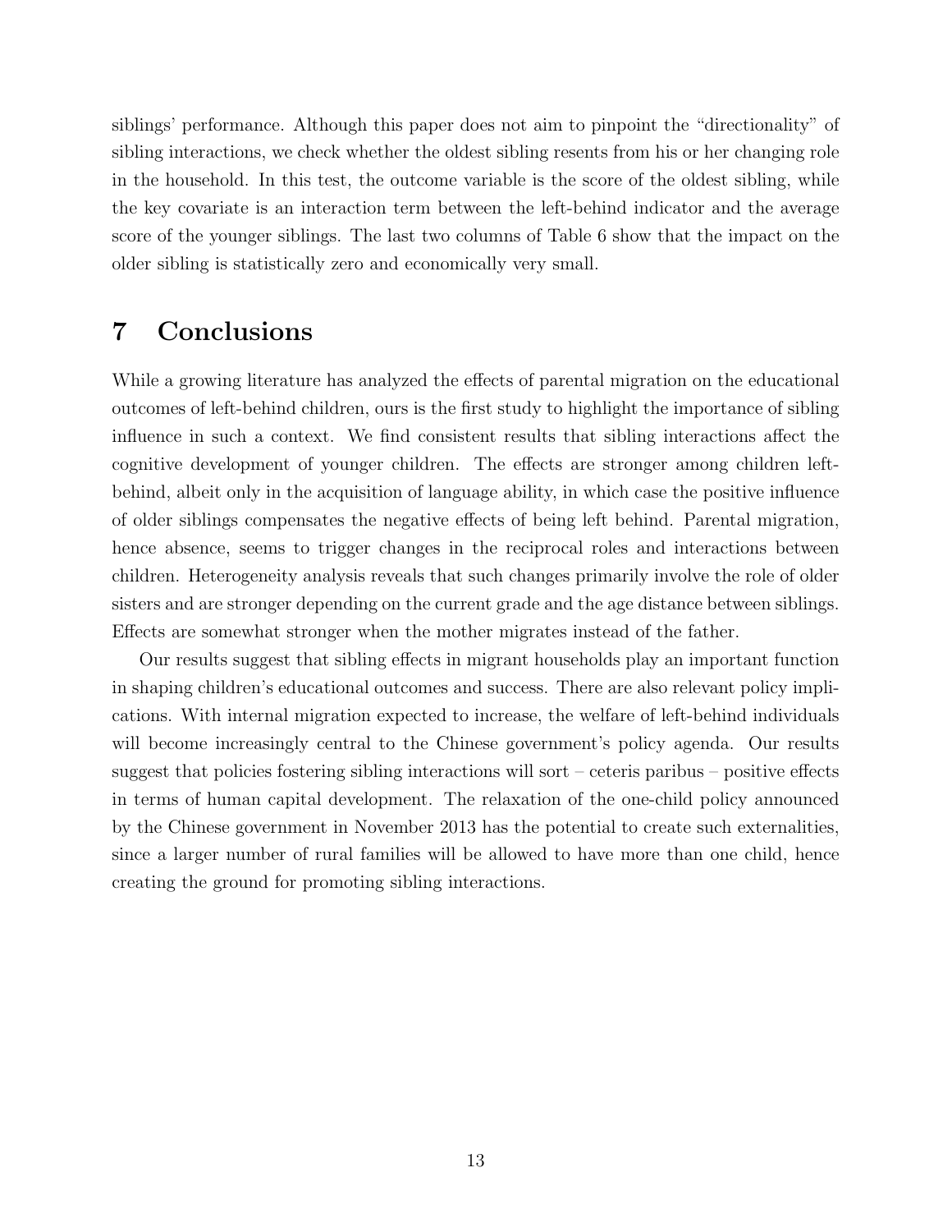siblings' performance. Although this paper does not aim to pinpoint the "directionality" of sibling interactions, we check whether the oldest sibling resents from his or her changing role in the household. In this test, the outcome variable is the score of the oldest sibling, while the key covariate is an interaction term between the left-behind indicator and the average score of the younger siblings. The last two columns of Table 6 show that the impact on the older sibling is statistically zero and economically very small.

# 7 Conclusions

While a growing literature has analyzed the effects of parental migration on the educational outcomes of left-behind children, ours is the first study to highlight the importance of sibling influence in such a context. We find consistent results that sibling interactions affect the cognitive development of younger children. The effects are stronger among children left-behind, albeit only in the acquisition of language ability, in which case the positive influence of older siblings compensates the negative effects of being left behind. Parental migration, hence absence, seems to trigger changes in the reciprocal roles and interactions between children. Heterogeneity analysis reveals that such changes primarily involve the role of older sisters and are stronger depending on the current grade and the age distance between siblings. Effects are somewhat stronger when the mother migrates instead of the father.

Our results suggest that sibling effects in migrant households play an important function in shaping children's educational outcomes and success. There are also relevant policy implications. With internal migration expected to increase, the welfare of left-behind individuals will become increasingly central to the Chinese government's policy agenda. Our results suggest that policies fostering sibling interactions will sort – ceteris paribus – positive effects in terms of human capital development. The relaxation of the one-child policy announced by the Chinese government in November 2013 has the potential to create such externalities, since a larger number of rural families will be allowed to have more than one child, hence creating the ground for promoting sibling interactions.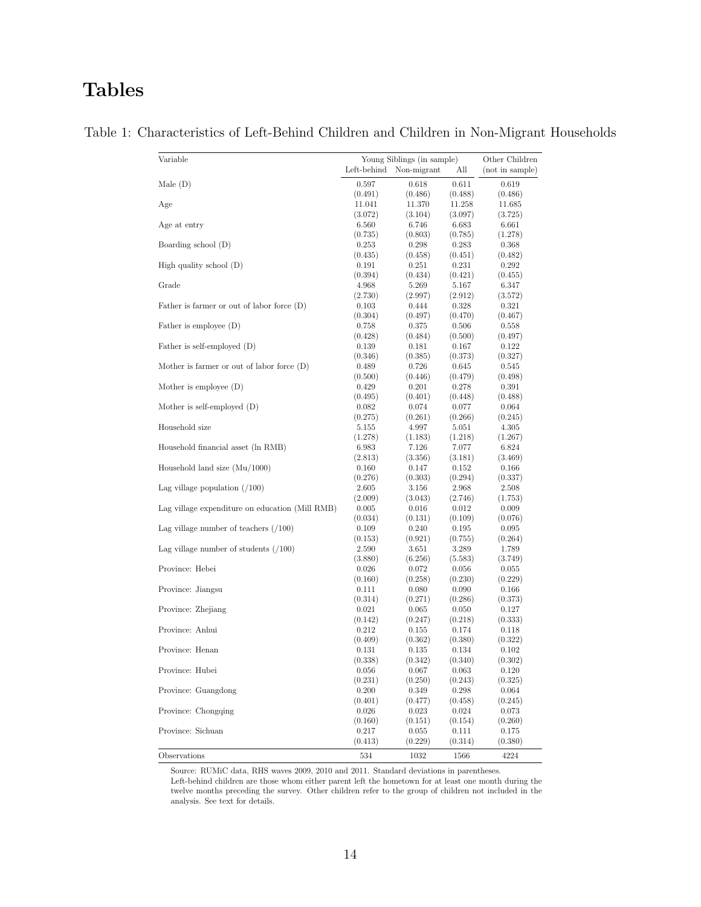# Tables

Table 1: Characteristics of Left-Behind Children and Children in Non-Migrant Households

| Variable | Young Siblings (in sample) | | | Other Children |
|---|---|---|---|---|
| | Left-behind | Non-migrant | All | (not in sample) |
| Male (D) | 0.597 | 0.618 | 0.611 | 0.619 |
| | (0.491) | (0.486) | (0.488) | (0.486) |
| Age | 11.041 | 11.370 | 11.258 | 11.685 |
| | (3.072) | (3.104) | (3.097) | (3.725) |
| Age at entry | 6.560 | 6.746 | 6.683 | 6.661 |
| | (0.735) | (0.803) | (0.785) | (1.278) |
| Boarding school (D) | 0.253 | 0.298 | 0.283 | 0.368 |
| | (0.435) | (0.458) | (0.451) | (0.482) |
| High quality school (D) | 0.191 | 0.251 | 0.231 | 0.292 |
| | (0.394) | (0.434) | (0.421) | (0.455) |
| Grade | 4.968 | 5.269 | 5.167 | 6.347 |
| | (2.730) | (2.997) | (2.912) | (3.572) |
| Father is farmer or out of labor force (D) | 0.103 | 0.444 | 0.328 | 0.321 |
| | (0.304) | (0.497) | (0.470) | (0.467) |
| Father is employee (D) | 0.758 | 0.375 | 0.506 | 0.558 |
| | (0.428) | (0.484) | (0.500) | (0.497) |
| Father is self-employed (D) | 0.139 | 0.181 | 0.167 | 0.122 |
| | (0.346) | (0.385) | (0.373) | (0.327) |
| Mother is farmer or out of labor force (D) | 0.489 | 0.726 | 0.645 | 0.545 |
| | (0.500) | (0.446) | (0.479) | (0.498) |
| Mother is employee (D) | 0.429 | 0.201 | 0.278 | 0.391 |
| | (0.495) | (0.401) | (0.448) | (0.488) |
| Mother is self-employed (D) | 0.082 | 0.074 | 0.077 | 0.064 |
| | (0.275) | (0.261) | (0.266) | (0.245) |
| Household size | 5.155 | 4.997 | 5.051 | 4.305 |
| | (1.278) | (1.183) | (1.218) | (1.267) |
| Household financial asset (ln RMB) | 6.983 | 7.126 | 7.077 | 6.824 |
| | (2.813) | (3.356) | (3.181) | (3.469) |
| Household land size (Mu/1000) | 0.160 | 0.147 | 0.152 | 0.166 |
| | (0.276) | (0.303) | (0.294) | (0.337) |
| Lag village population (/100) | 2.605 | 3.156 | 2.968 | 2.508 |
| | (2.009) | (3.043) | (2.746) | (1.753) |
| Lag village expenditure on education (Mill RMB) | 0.005 | 0.016 | 0.012 | 0.009 |
| | (0.034) | (0.131) | (0.109) | (0.076) |
| Lag village number of teachers (/100) | 0.109 | 0.240 | 0.195 | 0.095 |
| | (0.153) | (0.921) | (0.755) | (0.264) |
| Lag village number of students (/100) | 2.590 | 3.651 | 3.289 | 1.789 |
| | (3.880) | (6.256) | (5.583) | (3.749) |
| Province: Hebei | 0.026 | 0.072 | 0.056 | 0.055 |
| | (0.160) | (0.258) | (0.230) | (0.229) |
| Province: Jiangsu | 0.111 | 0.080 | 0.090 | 0.166 |
| | (0.314) | (0.271) | (0.286) | (0.373) |
| Province: Zhejiang | 0.021 | 0.065 | 0.050 | 0.127 |
| | (0.142) | (0.247) | (0.218) | (0.333) |
| Province: Anhui | 0.212 | 0.155 | 0.174 | 0.118 |
| | (0.409) | (0.362) | (0.380) | (0.322) |
| Province: Henan | 0.131 | 0.135 | 0.134 | 0.102 |
| | (0.338) | (0.342) | (0.340) | (0.302) |
| Province: Hubei | 0.056 | 0.067 | 0.063 | 0.120 |
| | (0.231) | (0.250) | (0.243) | (0.325) |
| Province: Guangdong | 0.200 | 0.349 | 0.298 | 0.064 |
| | (0.401) | (0.477) | (0.458) | (0.245) |
| Province: Chongqing | 0.026 | 0.023 | 0.024 | 0.073 |
| | (0.160) | (0.151) | (0.154) | (0.260) |
| Province: Sichuan | 0.217 | 0.055 | 0.111 | 0.175 |
| | (0.413) | (0.229) | (0.314) | (0.380) |
| Observations | 534 | 1032 | 1566 | 4224 |

Source: RUMiC data, RHS waves 2009, 2010 and 2011. Standard deviations in parentheses.
Left-behind children are those whom either parent left the hometown for at least one month during the twelve months preceding the survey. Other children refer to the group of children not included in the analysis. See text for details.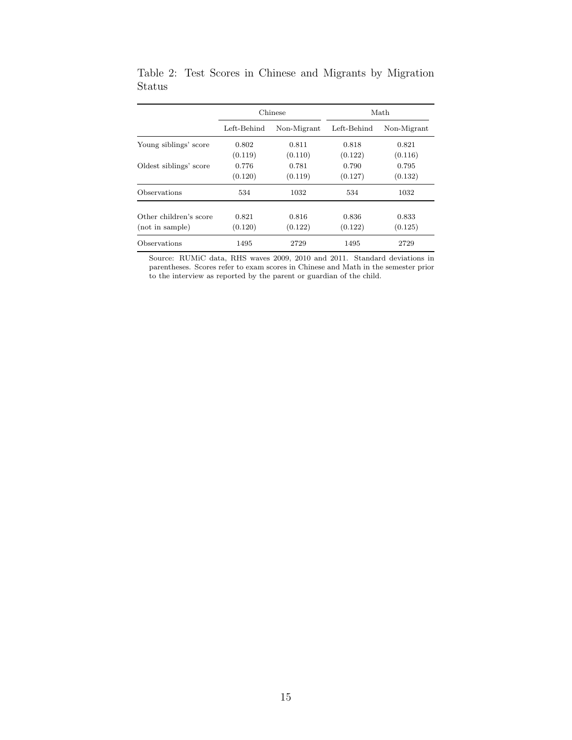Table 2: Test Scores in Chinese and Migrants by Migration Status

| | Chinese | | Math | |
|---|---|---|---|---|
| | Left-Behind | Non-Migrant | Left-Behind | Non-Migrant |
| Young siblings' score | 0.802 | 0.811 | 0.818 | 0.821 |
| | (0.119) | (0.110) | (0.122) | (0.116) |
| Oldest siblings' score | 0.776 | 0.781 | 0.790 | 0.795 |
| | (0.120) | (0.119) | (0.127) | (0.132) |
| Observations | 534 | 1032 | 534 | 1032 |
| Other children's score | 0.821 | 0.816 | 0.836 | 0.833 |
| (not in sample) | (0.120) | (0.122) | (0.122) | (0.125) |
| Observations | 1495 | 2729 | 1495 | 2729 |

Source: RUMiC data, RHS waves 2009, 2010 and 2011. Standard deviations in parentheses. Scores refer to exam scores in Chinese and Math in the semester prior to the interview as reported by the parent or guardian of the child.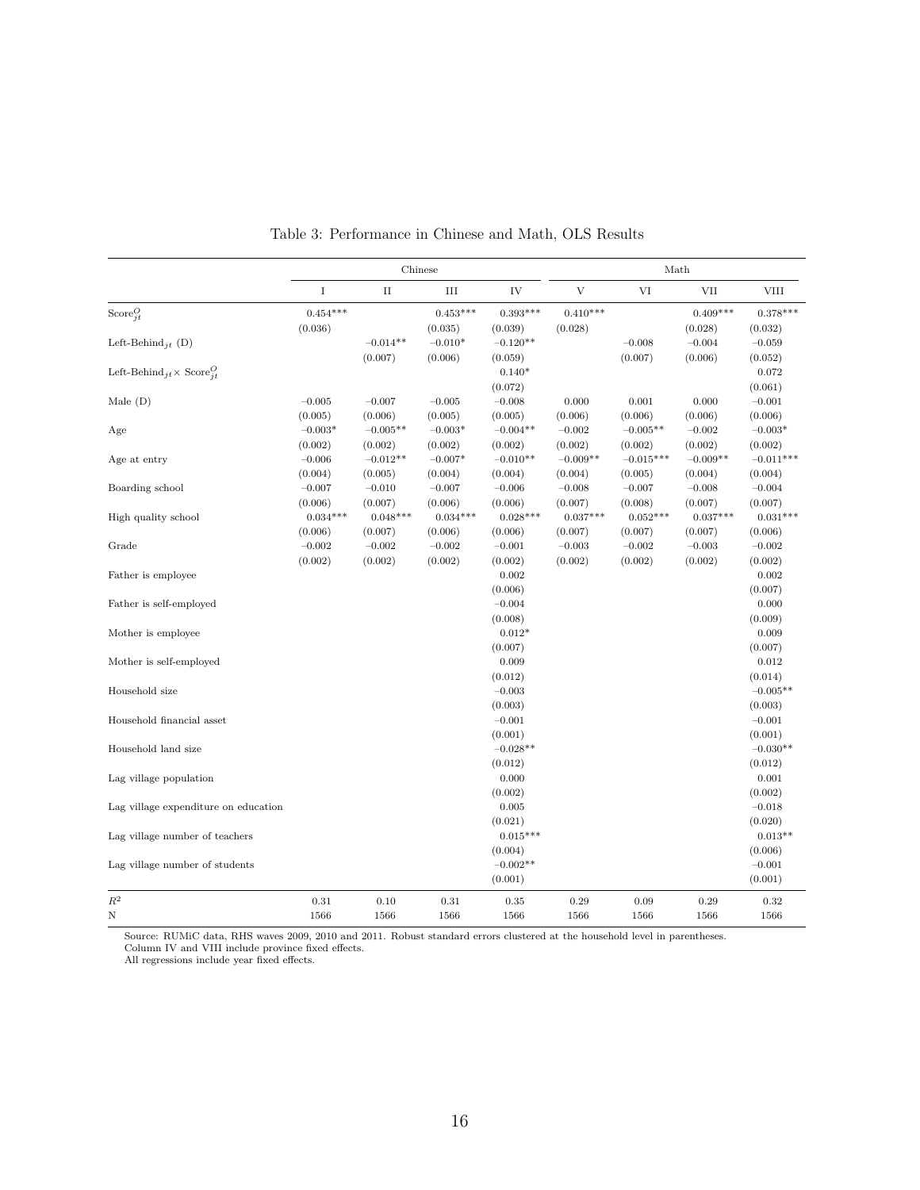Table 3: Performance in Chinese and Math, OLS Results

| | Chinese | | | | Math | | | |
|---|---|---|---|---|---|---|---|---|
| | I | II | III | IV | V | VI | VII | VIII |
| $\text{Score}^{O}_{jt}$ | 0.454*** | | 0.453*** | 0.393*** | 0.410*** | | 0.409*** | 0.378*** |
| | (0.036) | | (0.035) | (0.039) | (0.028) | | (0.028) | (0.032) |
| $\text{Left-Behind}_{jt}$ (D) | | −0.014** | −0.010* | −0.120** | | −0.008 | −0.004 | −0.059 |
| | | (0.007) | (0.006) | (0.059) | | (0.007) | (0.006) | (0.052) |
| $\text{Left-Behind}_{jt} \times \text{Score}^{O}_{jt}$ | | | | 0.140* | | | | 0.072 |
| | | | | (0.072) | | | | (0.061) |
| Male (D) | −0.005 | −0.007 | −0.005 | −0.008 | 0.000 | 0.001 | 0.000 | −0.001 |
| | (0.005) | (0.006) | (0.005) | (0.005) | (0.006) | (0.006) | (0.006) | (0.006) |
| Age | −0.003* | −0.005** | −0.003* | −0.004** | −0.002 | −0.005** | −0.002 | −0.003* |
| | (0.002) | (0.002) | (0.002) | (0.002) | (0.002) | (0.002) | (0.002) | (0.002) |
| Age at entry | −0.006 | −0.012** | −0.007* | −0.010** | −0.009** | −0.015*** | −0.009** | −0.011*** |
| | (0.004) | (0.005) | (0.004) | (0.004) | (0.004) | (0.005) | (0.004) | (0.004) |
| Boarding school | −0.007 | −0.010 | −0.007 | −0.006 | −0.008 | −0.007 | −0.008 | −0.004 |
| | (0.006) | (0.007) | (0.006) | (0.006) | (0.007) | (0.008) | (0.007) | (0.007) |
| High quality school | 0.034*** | 0.048*** | 0.034*** | 0.028*** | 0.037*** | 0.052*** | 0.037*** | 0.031*** |
| | (0.006) | (0.007) | (0.006) | (0.006) | (0.007) | (0.007) | (0.007) | (0.006) |
| Grade | −0.002 | −0.002 | −0.002 | −0.001 | −0.003 | −0.002 | −0.003 | −0.002 |
| | (0.002) | (0.002) | (0.002) | (0.002) | (0.002) | (0.002) | (0.002) | (0.002) |
| Father is employee | | | | 0.002 | | | | 0.002 |
| | | | | (0.006) | | | | (0.007) |
| Father is self-employed | | | | −0.004 | | | | 0.000 |
| | | | | (0.008) | | | | (0.009) |
| Mother is employee | | | | 0.012* | | | | 0.009 |
| | | | | (0.007) | | | | (0.007) |
| Mother is self-employed | | | | 0.009 | | | | 0.012 |
| | | | | (0.012) | | | | (0.014) |
| Household size | | | | −0.003 | | | | −0.005** |
| | | | | (0.003) | | | | (0.003) |
| Household financial asset | | | | −0.001 | | | | −0.001 |
| | | | | (0.001) | | | | (0.001) |
| Household land size | | | | −0.028** | | | | −0.030** |
| | | | | (0.012) | | | | (0.012) |
| Lag village population | | | | 0.000 | | | | 0.001 |
| | | | | (0.002) | | | | (0.002) |
| Lag village expenditure on education | | | | 0.005 | | | | −0.018 |
| | | | | (0.021) | | | | (0.020) |
| Lag village number of teachers | | | | 0.015*** | | | | 0.013** |
| | | | | (0.004) | | | | (0.006) |
| Lag village number of students | | | | −0.002** | | | | −0.001 |
| | | | | (0.001) | | | | (0.001) |
| $R^2$ | 0.31 | 0.10 | 0.31 | 0.35 | 0.29 | 0.09 | 0.29 | 0.32 |
| N | 1566 | 1566 | 1566 | 1566 | 1566 | 1566 | 1566 | 1566 |

Source: RUMiC data, RHS waves 2009, 2010 and 2011. Robust standard errors clustered at the household level in parentheses.
Column IV and VIII include province fixed effects.
All regressions include year fixed effects.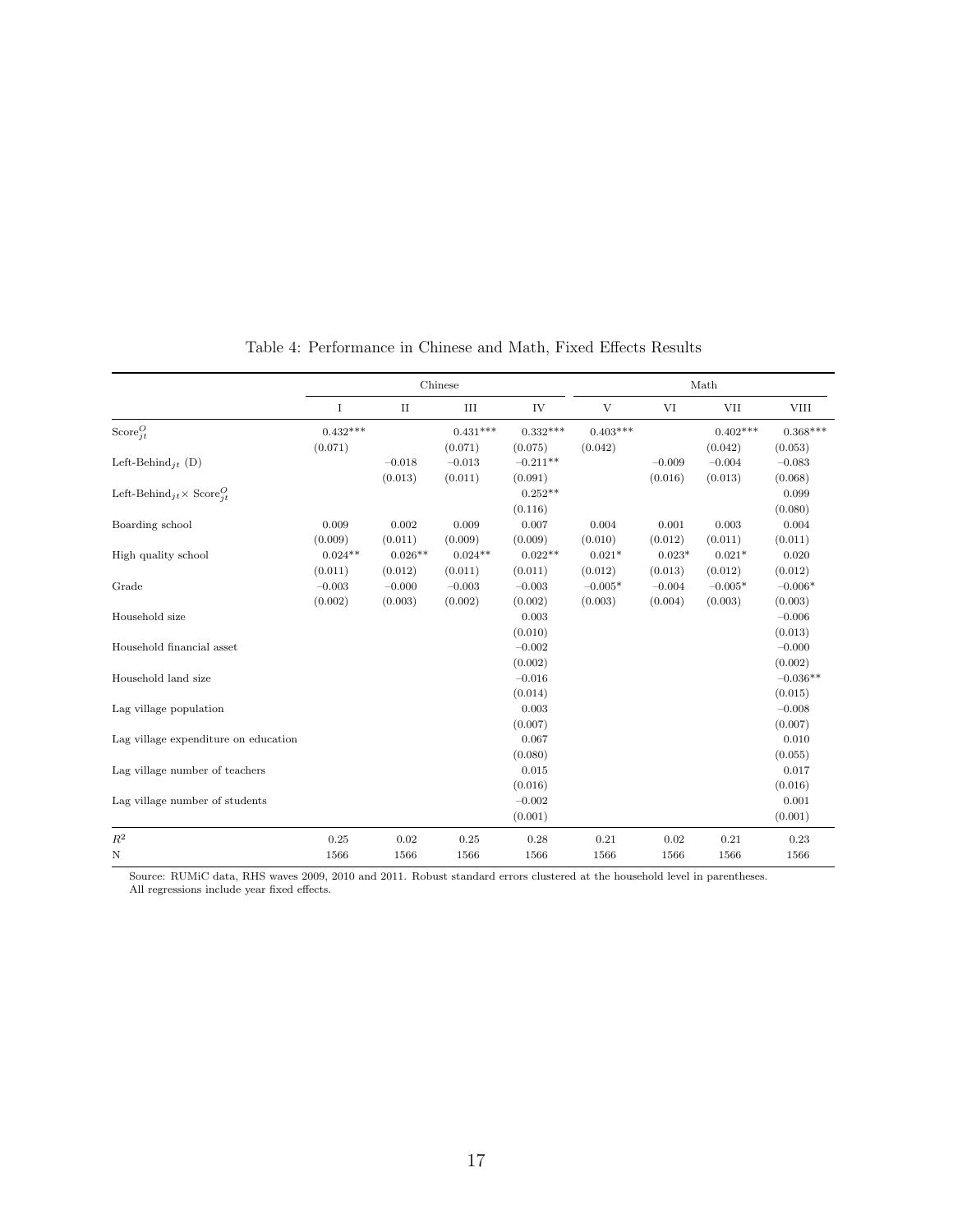Table 4: Performance in Chinese and Math, Fixed Effects Results

| | Chinese | | | | Math | | | |
|---|---|---|---|---|---|---|---|---|
| | I | II | III | IV | V | VI | VII | VIII |
| $\text{Score}^O_{jt}$ | 0.432*** | | 0.431*** | 0.332*** | 0.403*** | | 0.402*** | 0.368*** |
| | (0.071) | | (0.071) | (0.075) | (0.042) | | (0.042) | (0.053) |
| $\text{Left-Behind}_{jt}$ (D) | | −0.018 | −0.013 | −0.211** | | −0.009 | −0.004 | −0.083 |
| | | (0.013) | (0.011) | (0.091) | | (0.016) | (0.013) | (0.068) |
| $\text{Left-Behind}_{jt} \times \text{Score}^O_{jt}$ | | | | 0.252** | | | | 0.099 |
| | | | | (0.116) | | | | (0.080) |
| Boarding school | 0.009 | 0.002 | 0.009 | 0.007 | 0.004 | 0.001 | 0.003 | 0.004 |
| | (0.009) | (0.011) | (0.009) | (0.009) | (0.010) | (0.012) | (0.011) | (0.011) |
| High quality school | 0.024** | 0.026** | 0.024** | 0.022** | 0.021* | 0.023* | 0.021* | 0.020 |
| | (0.011) | (0.012) | (0.011) | (0.011) | (0.012) | (0.013) | (0.012) | (0.012) |
| Grade | −0.003 | −0.000 | −0.003 | −0.003 | −0.005* | −0.004 | −0.005* | −0.006* |
| | (0.002) | (0.003) | (0.002) | (0.002) | (0.003) | (0.004) | (0.003) | (0.003) |
| Household size | | | | 0.003 | | | | −0.006 |
| | | | | (0.010) | | | | (0.013) |
| Household financial asset | | | | −0.002 | | | | −0.000 |
| | | | | (0.002) | | | | (0.002) |
| Household land size | | | | −0.016 | | | | −0.036** |
| | | | | (0.014) | | | | (0.015) |
| Lag village population | | | | 0.003 | | | | −0.008 |
| | | | | (0.007) | | | | (0.007) |
| Lag village expenditure on education | | | | 0.067 | | | | 0.010 |
| | | | | (0.080) | | | | (0.055) |
| Lag village number of teachers | | | | 0.015 | | | | 0.017 |
| | | | | (0.016) | | | | (0.016) |
| Lag village number of students | | | | −0.002 | | | | 0.001 |
| | | | | (0.001) | | | | (0.001) |
| $R^2$ | 0.25 | 0.02 | 0.25 | 0.28 | 0.21 | 0.02 | 0.21 | 0.23 |
| N | 1566 | 1566 | 1566 | 1566 | 1566 | 1566 | 1566 | 1566 |

Source: RUMiC data, RHS waves 2009, 2010 and 2011. Robust standard errors clustered at the household level in parentheses.
All regressions include year fixed effects.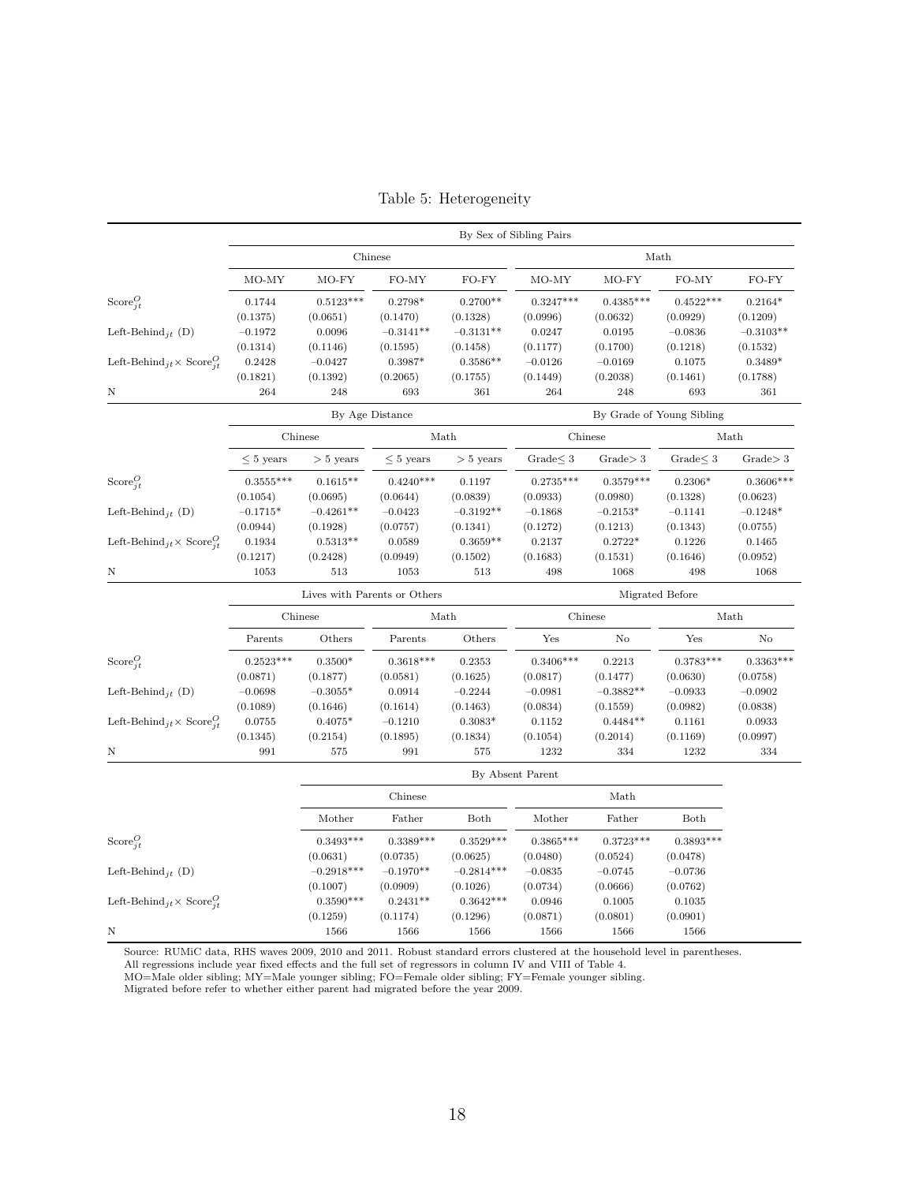Table 5: Heterogeneity

| | By Sex of Sibling Pairs | | | | | | | |
|---|---|---|---|---|---|---|---|---|
| | Chinese | | | | Math | | | |
| | MO-MY | MO-FY | FO-MY | FO-FY | MO-MY | MO-FY | FO-MY | FO-FY |
| $\text{Score}^O_{jt}$ | 0.1744 | 0.5123*** | 0.2798* | 0.2700** | 0.3247*** | 0.4385*** | 0.4522*** | 0.2164* |
| | (0.1375) | (0.0651) | (0.1470) | (0.1328) | (0.0996) | (0.0632) | (0.0929) | (0.1209) |
| $\text{Left-Behind}_{jt}$ (D) | −0.1972 | 0.0096 | −0.3141** | −0.3131** | 0.0247 | 0.0195 | −0.0836 | −0.3103** |
| | (0.1314) | (0.1146) | (0.1595) | (0.1458) | (0.1177) | (0.1700) | (0.1218) | (0.1532) |
| $\text{Left-Behind}_{jt} \times \text{Score}^O_{jt}$ | 0.2428 | −0.0427 | 0.3987* | 0.3586** | −0.0126 | −0.0169 | 0.1075 | 0.3489* |
| | (0.1821) | (0.1392) | (0.2065) | (0.1755) | (0.1449) | (0.2038) | (0.1461) | (0.1788) |
| N | 264 | 248 | 693 | 361 | 264 | 248 | 693 | 361 |

| | By Age Distance | | | | By Grade of Young Sibling | | | |
|---|---|---|---|---|---|---|---|---|
| | Chinese | | Math | | Chinese | | Math | |
| | $\leq 5$ years | $> 5$ years | $\leq 5$ years | $> 5$ years | Grade$\leq 3$ | Grade$> 3$ | Grade$\leq 3$ | Grade$> 3$ |
| $\text{Score}^O_{jt}$ | 0.3555*** | 0.1615** | 0.4240*** | 0.1197 | 0.2735*** | 0.3579*** | 0.2306* | 0.3606*** |
| | (0.1054) | (0.0695) | (0.0644) | (0.0839) | (0.0933) | (0.0980) | (0.1328) | (0.0623) |
| $\text{Left-Behind}_{jt}$ (D) | −0.1715* | −0.4261** | −0.0423 | −0.3192** | −0.1868 | −0.2153* | −0.1141 | −0.1248* |
| | (0.0944) | (0.1928) | (0.0757) | (0.1341) | (0.1272) | (0.1213) | (0.1343) | (0.0755) |
| $\text{Left-Behind}_{jt} \times \text{Score}^O_{jt}$ | 0.1934 | 0.5313** | 0.0589 | 0.3659** | 0.2137 | 0.2722* | 0.1226 | 0.1465 |
| | (0.1217) | (0.2428) | (0.0949) | (0.1502) | (0.1683) | (0.1531) | (0.1646) | (0.0952) |
| N | 1053 | 513 | 1053 | 513 | 498 | 1068 | 498 | 1068 |

| | Lives with Parents or Others | | | | Migrated Before | | | |
|---|---|---|---|---|---|---|---|---|
| | Chinese | | Math | | Chinese | | Math | |
| | Parents | Others | Parents | Others | Yes | No | Yes | No |
| $\text{Score}^O_{jt}$ | 0.2523*** | 0.3500* | 0.3618*** | 0.2353 | 0.3406*** | 0.2213 | 0.3783*** | 0.3363*** |
| | (0.0871) | (0.1877) | (0.0581) | (0.1625) | (0.0817) | (0.1477) | (0.0630) | (0.0758) |
| $\text{Left-Behind}_{jt}$ (D) | −0.0698 | −0.3055* | 0.0914 | −0.2244 | −0.0981 | −0.3882** | −0.0933 | −0.0902 |
| | (0.1089) | (0.1646) | (0.1614) | (0.1463) | (0.0834) | (0.1559) | (0.0982) | (0.0838) |
| $\text{Left-Behind}_{jt} \times \text{Score}^O_{jt}$ | 0.0755 | 0.4075* | −0.1210 | 0.3083* | 0.1152 | 0.4484** | 0.1161 | 0.0933 |
| | (0.1345) | (0.2154) | (0.1895) | (0.1834) | (0.1054) | (0.2014) | (0.1169) | (0.0997) |
| N | 991 | 575 | 991 | 575 | 1232 | 334 | 1232 | 334 |

| | By Absent Parent | | | | | |
|---|---|---|---|---|---|---|
| | Chinese | | | Math | | |
| | Mother | Father | Both | Mother | Father | Both |
| $\text{Score}^O_{jt}$ | 0.3493*** | 0.3389*** | 0.3529*** | 0.3865*** | 0.3723*** | 0.3893*** |
| | (0.0631) | (0.0735) | (0.0625) | (0.0480) | (0.0524) | (0.0478) |
| $\text{Left-Behind}_{jt}$ (D) | −0.2918*** | −0.1970** | −0.2814*** | −0.0835 | −0.0745 | −0.0736 |
| | (0.1007) | (0.0909) | (0.1026) | (0.0734) | (0.0666) | (0.0762) |
| $\text{Left-Behind}_{jt} \times \text{Score}^O_{jt}$ | 0.3590*** | 0.2431** | 0.3642*** | 0.0946 | 0.1005 | 0.1035 |
| | (0.1259) | (0.1174) | (0.1296) | (0.0871) | (0.0801) | (0.0901) |
| N | 1566 | 1566 | 1566 | 1566 | 1566 | 1566 |

Source: RUMiC data, RHS waves 2009, 2010 and 2011. Robust standard errors clustered at the household level in parentheses.
All regressions include year fixed effects and the full set of regressors in column IV and VIII of Table 4.
MO=Male older sibling; MY=Male younger sibling; FO=Female older sibling; FY=Female younger sibling.
Migrated before refer to whether either parent had migrated before the year 2009.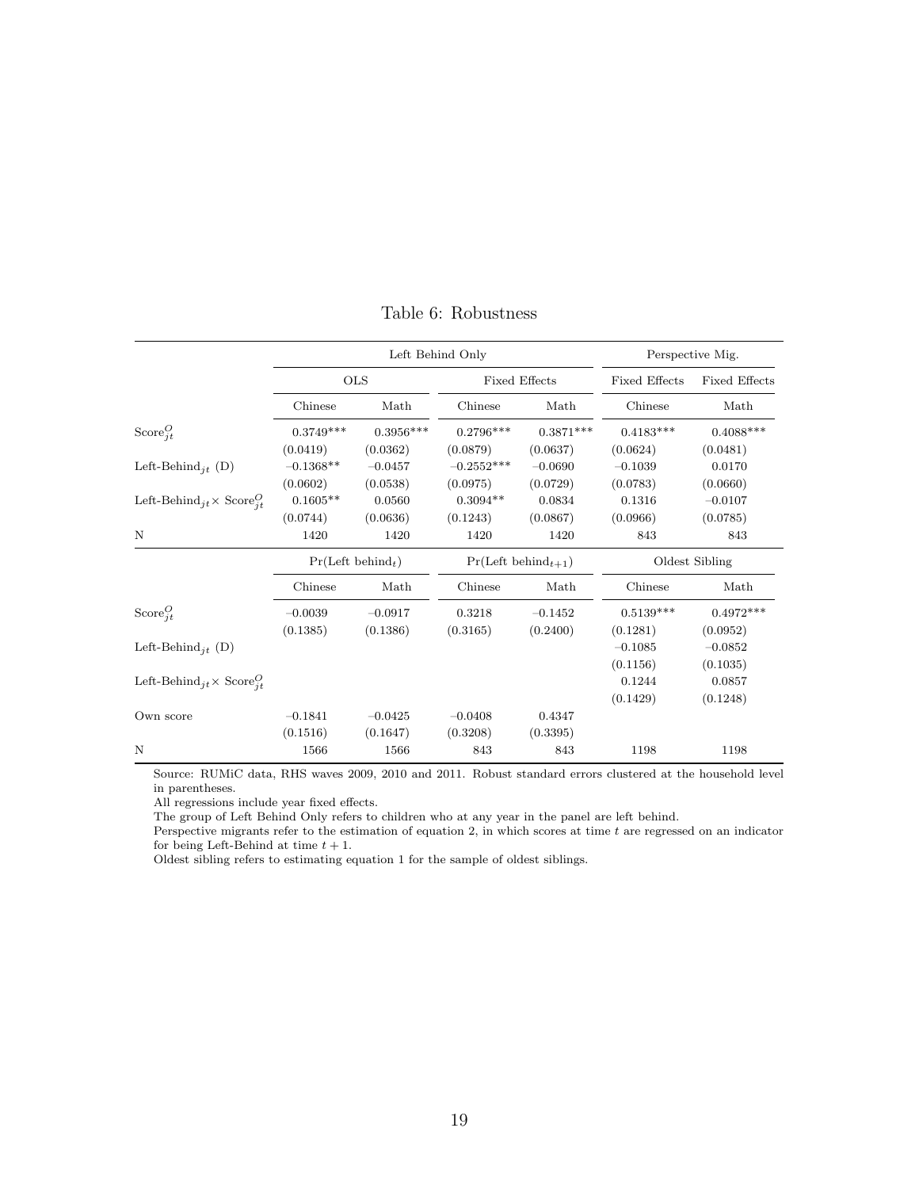Table 6: Robustness

| | Left Behind Only | | | | Perspective Mig. | |
|---|---|---|---|---|---|---|
| | OLS | | Fixed Effects | | Fixed Effects | Fixed Effects |
| | Chinese | Math | Chinese | Math | Chinese | Math |
| $\text{Score}^O_{jt}$ | 0.3749*** | 0.3956*** | 0.2796*** | 0.3871*** | 0.4183*** | 0.4088*** |
| | (0.0419) | (0.0362) | (0.0879) | (0.0637) | (0.0624) | (0.0481) |
| $\text{Left-Behind}_{jt}$ (D) | −0.1368** | −0.0457 | −0.2552*** | −0.0690 | −0.1039 | 0.0170 |
| | (0.0602) | (0.0538) | (0.0975) | (0.0729) | (0.0783) | (0.0660) |
| $\text{Left-Behind}_{jt} \times \text{Score}^O_{jt}$ | 0.1605** | 0.0560 | 0.3094** | 0.0834 | 0.1316 | −0.0107 |
| | (0.0744) | (0.0636) | (0.1243) | (0.0867) | (0.0966) | (0.0785) |
| N | 1420 | 1420 | 1420 | 1420 | 843 | 843 |
| | $\Pr(\text{Left behind}_t)$ | | $\Pr(\text{Left behind}_{t+1})$ | | Oldest Sibling | |
| | Chinese | Math | Chinese | Math | Chinese | Math |
| $\text{Score}^O_{jt}$ | −0.0039 | −0.0917 | 0.3218 | −0.1452 | 0.5139*** | 0.4972*** |
| | (0.1385) | (0.1386) | (0.3165) | (0.2400) | (0.1281) | (0.0952) |
| $\text{Left-Behind}_{jt}$ (D) | | | | | −0.1085 | −0.0852 |
| | | | | | (0.1156) | (0.1035) |
| $\text{Left-Behind}_{jt} \times \text{Score}^O_{jt}$ | | | | | 0.1244 | 0.0857 |
| | | | | | (0.1429) | (0.1248) |
| Own score | −0.1841 | −0.0425 | −0.0408 | 0.4347 | | |
| | (0.1516) | (0.1647) | (0.3208) | (0.3395) | | |
| N | 1566 | 1566 | 843 | 843 | 1198 | 1198 |

Source: RUMiC data, RHS waves 2009, 2010 and 2011. Robust standard errors clustered at the household level in parentheses.

All regressions include year fixed effects.

The group of Left Behind Only refers to children who at any year in the panel are left behind.

Perspective migrants refer to the estimation of equation 2, in which scores at time $t$ are regressed on an indicator for being Left-Behind at time $t+1$.

Oldest sibling refers to estimating equation 1 for the sample of oldest siblings.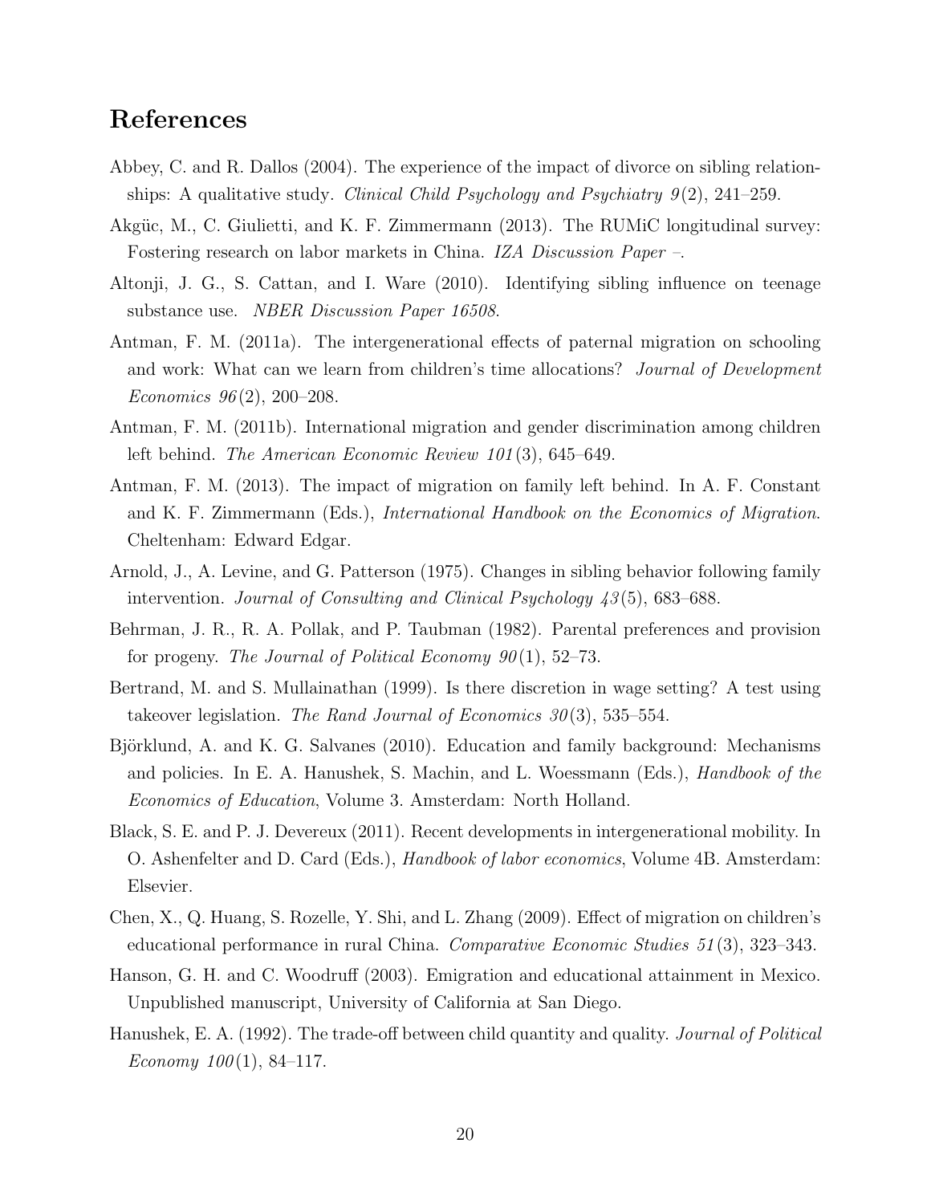## References

Abbey, C. and R. Dallos (2004). The experience of the impact of divorce on sibling relationships: A qualitative study. *Clinical Child Psychology and Psychiatry 9*(2), 241–259.

Akgüc, M., C. Giulietti, and K. F. Zimmermann (2013). The RUMiC longitudinal survey: Fostering research on labor markets in China. *IZA Discussion Paper –*.

Altonji, J. G., S. Cattan, and I. Ware (2010). Identifying sibling influence on teenage substance use. *NBER Discussion Paper 16508*.

Antman, F. M. (2011a). The intergenerational effects of paternal migration on schooling and work: What can we learn from children's time allocations? *Journal of Development Economics 96*(2), 200–208.

Antman, F. M. (2011b). International migration and gender discrimination among children left behind. *The American Economic Review 101*(3), 645–649.

Antman, F. M. (2013). The impact of migration on family left behind. In A. F. Constant and K. F. Zimmermann (Eds.), *International Handbook on the Economics of Migration*. Cheltenham: Edward Edgar.

Arnold, J., A. Levine, and G. Patterson (1975). Changes in sibling behavior following family intervention. *Journal of Consulting and Clinical Psychology 43*(5), 683–688.

Behrman, J. R., R. A. Pollak, and P. Taubman (1982). Parental preferences and provision for progeny. *The Journal of Political Economy 90*(1), 52–73.

Bertrand, M. and S. Mullainathan (1999). Is there discretion in wage setting? A test using takeover legislation. *The Rand Journal of Economics 30*(3), 535–554.

Björklund, A. and K. G. Salvanes (2010). Education and family background: Mechanisms and policies. In E. A. Hanushek, S. Machin, and L. Woessmann (Eds.), *Handbook of the Economics of Education*, Volume 3. Amsterdam: North Holland.

Black, S. E. and P. J. Devereux (2011). Recent developments in intergenerational mobility. In O. Ashenfelter and D. Card (Eds.), *Handbook of labor economics*, Volume 4B. Amsterdam: Elsevier.

Chen, X., Q. Huang, S. Rozelle, Y. Shi, and L. Zhang (2009). Effect of migration on children's educational performance in rural China. *Comparative Economic Studies 51*(3), 323–343.

Hanson, G. H. and C. Woodruff (2003). Emigration and educational attainment in Mexico. Unpublished manuscript, University of California at San Diego.

Hanushek, E. A. (1992). The trade-off between child quantity and quality. *Journal of Political Economy 100*(1), 84–117.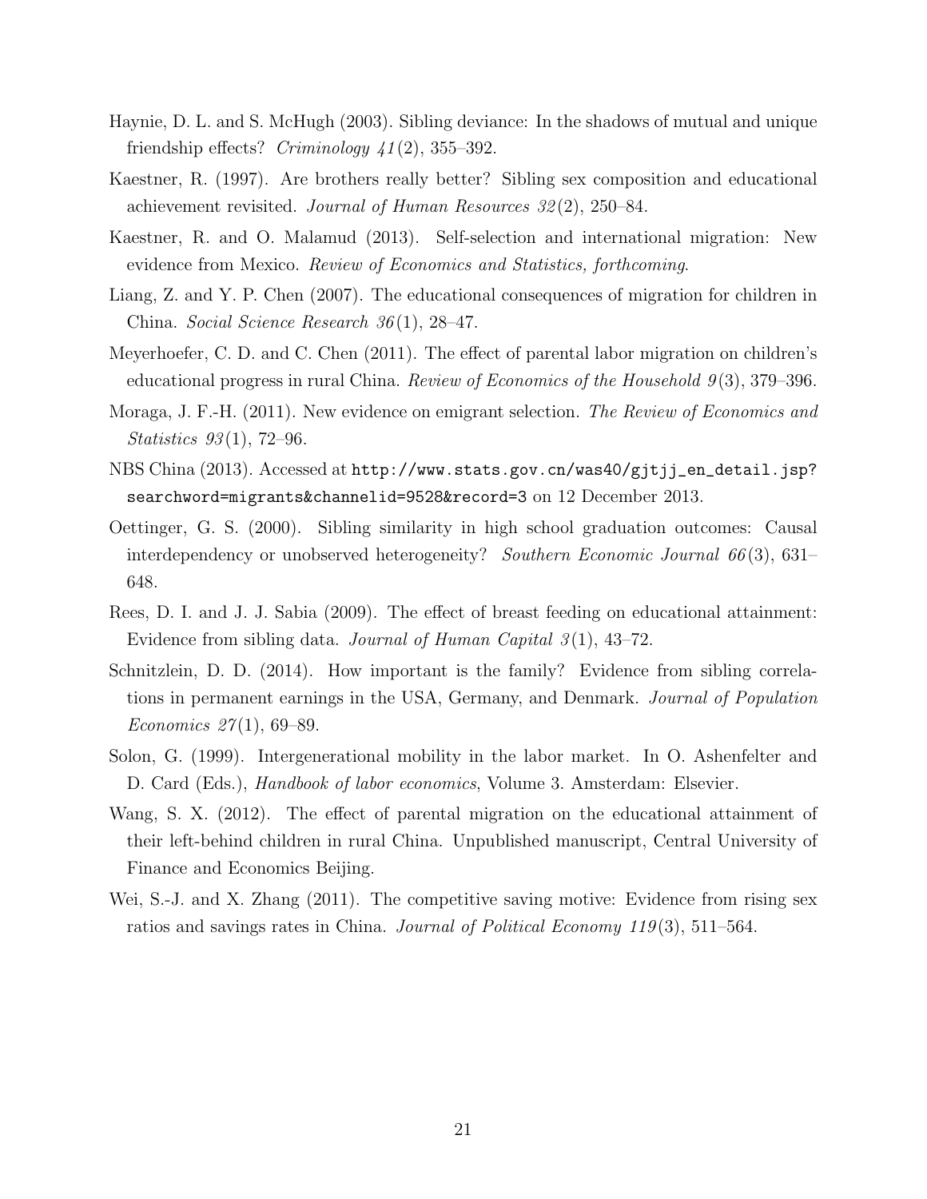Haynie, D. L. and S. McHugh (2003). Sibling deviance: In the shadows of mutual and unique friendship effects? *Criminology 41*(2), 355–392.

Kaestner, R. (1997). Are brothers really better? Sibling sex composition and educational achievement revisited. *Journal of Human Resources 32*(2), 250–84.

Kaestner, R. and O. Malamud (2013). Self-selection and international migration: New evidence from Mexico. *Review of Economics and Statistics, forthcoming*.

Liang, Z. and Y. P. Chen (2007). The educational consequences of migration for children in China. *Social Science Research 36*(1), 28–47.

Meyerhoefer, C. D. and C. Chen (2011). The effect of parental labor migration on children's educational progress in rural China. *Review of Economics of the Household 9*(3), 379–396.

Moraga, J. F.-H. (2011). New evidence on emigrant selection. *The Review of Economics and Statistics 93*(1), 72–96.

NBS China (2013). Accessed at `http://www.stats.gov.cn/was40/gjtjj_en_detail.jsp?searchword=migrants&channelid=9528&record=3` on 12 December 2013.

Oettinger, G. S. (2000). Sibling similarity in high school graduation outcomes: Causal interdependency or unobserved heterogeneity? *Southern Economic Journal 66*(3), 631–648.

Rees, D. I. and J. J. Sabia (2009). The effect of breast feeding on educational attainment: Evidence from sibling data. *Journal of Human Capital 3*(1), 43–72.

Schnitzlein, D. D. (2014). How important is the family? Evidence from sibling correlations in permanent earnings in the USA, Germany, and Denmark. *Journal of Population Economics 27*(1), 69–89.

Solon, G. (1999). Intergenerational mobility in the labor market. In O. Ashenfelter and D. Card (Eds.), *Handbook of labor economics*, Volume 3. Amsterdam: Elsevier.

Wang, S. X. (2012). The effect of parental migration on the educational attainment of their left-behind children in rural China. Unpublished manuscript, Central University of Finance and Economics Beijing.

Wei, S.-J. and X. Zhang (2011). The competitive saving motive: Evidence from rising sex ratios and savings rates in China. *Journal of Political Economy 119*(3), 511–564.